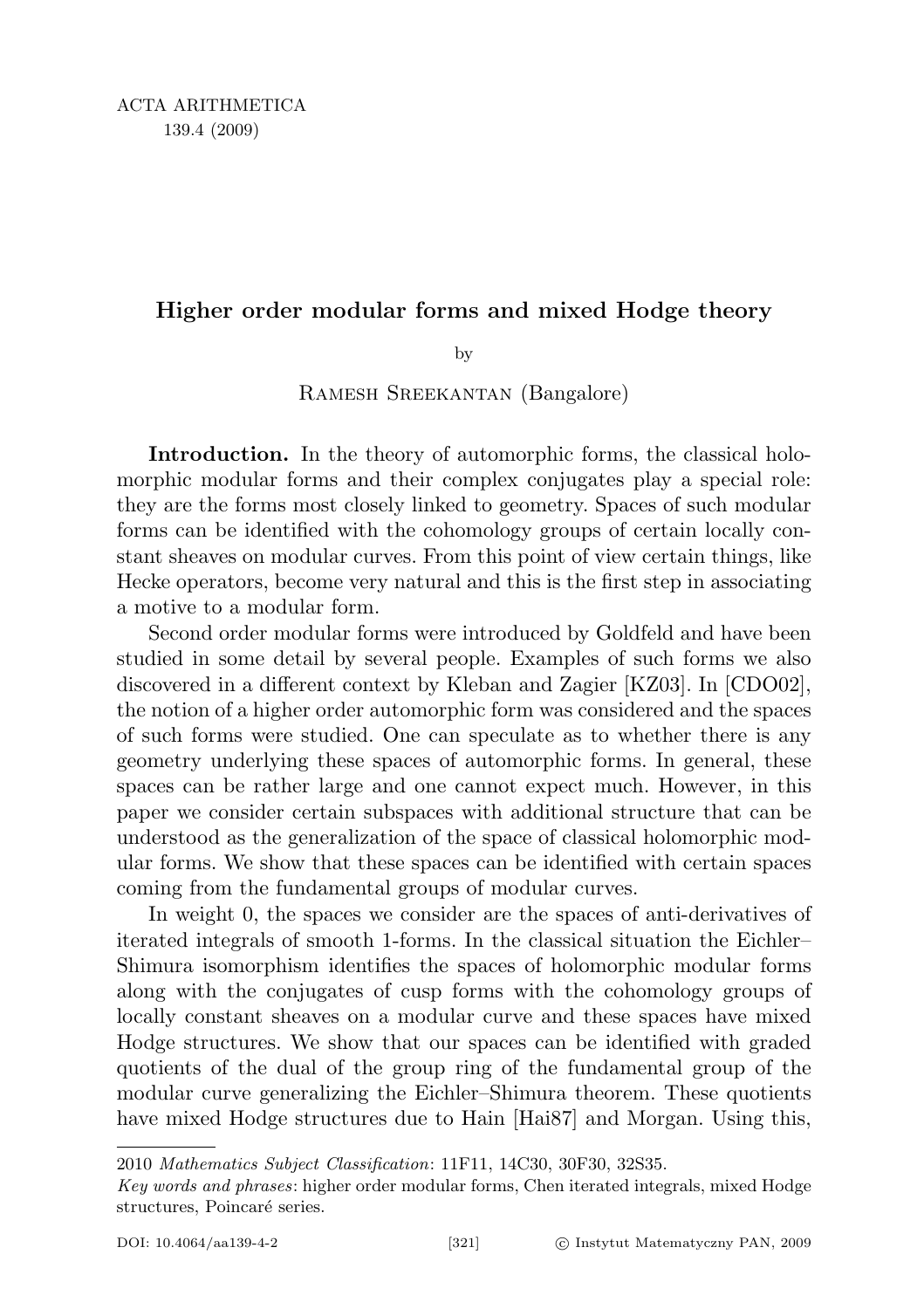# Higher order modular forms and mixed Hodge theory

by

Ramesh Sreekantan (Bangalore)

**Introduction.** In the theory of automorphic forms, the classical holomorphic modular forms and their complex conjugates play a special role: they are the forms most closely linked to geometry. Spaces of such modular forms can be identified with the cohomology groups of certain locally constant sheaves on modular curves. From this point of view certain things, like Hecke operators, become very natural and this is the first step in associating a motive to a modular form.

Second order modular forms were introduced by Goldfeld and have been studied in some detail by several people. Examples of such forms we also discovered in a different context by Kleban and Zagier [KZ03]. In [CDO02], the notion of a higher order automorphic form was considered and the spaces of such forms were studied. One can speculate as to whether there is any geometry underlying these spaces of automorphic forms. In general, these spaces can be rather large and one cannot expect much. However, in this paper we consider certain subspaces with additional structure that can be understood as the generalization of the space of classical holomorphic modular forms. We show that these spaces can be identified with certain spaces coming from the fundamental groups of modular curves.

In weight 0, the spaces we consider are the spaces of anti-derivatives of iterated integrals of smooth 1-forms. In the classical situation the Eichler–Shimura isomorphism identifies the spaces of holomorphic modular forms along with the conjugates of cusp forms with the cohomology groups of locally constant sheaves on a modular curve and these spaces have mixed Hodge structures. We show that our spaces can be identified with graded quotients of the dual of the group ring of the fundamental group of the modular curve generalizing the Eichler–Shimura theorem. These quotients have mixed Hodge structures due to Hain [Hai87] and Morgan. Using this,

---

2010 *Mathematics Subject Classification*: 11F11, 14C30, 30F30, 32S35.

*Key words and phrases*: higher order modular forms, Chen iterated integrals, mixed Hodge structures, Poincaré series.

DOI: 10.4064/aa139-4-2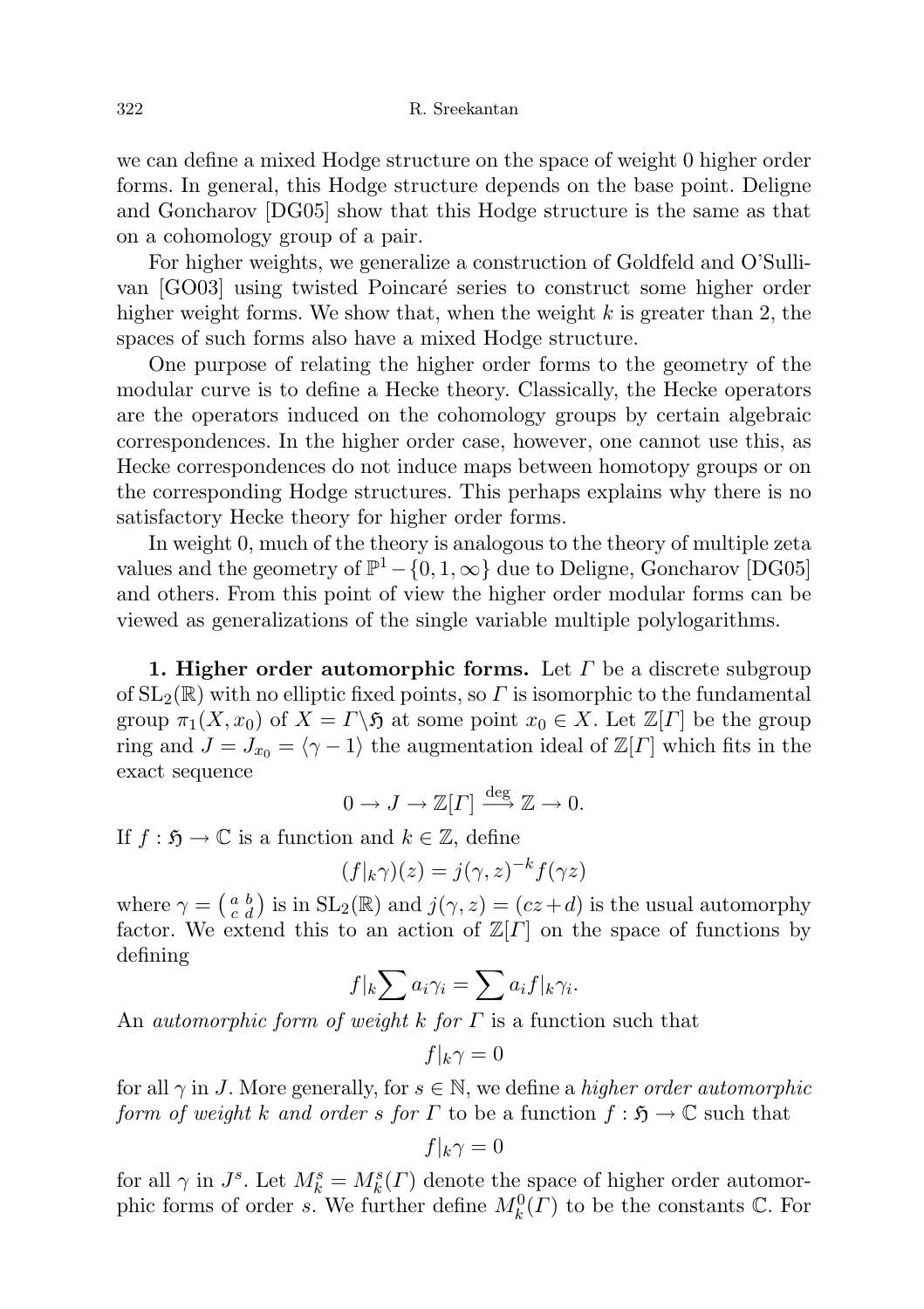we can define a mixed Hodge structure on the space of weight 0 higher order forms. In general, this Hodge structure depends on the base point. Deligne and Goncharov [DG05] show that this Hodge structure is the same as that on a cohomology group of a pair.

For higher weights, we generalize a construction of Goldfeld and O'Sullivan [GO03] using twisted Poincaré series to construct some higher order higher weight forms. We show that, when the weight $k$ is greater than 2, the spaces of such forms also have a mixed Hodge structure.

One purpose of relating the higher order forms to the geometry of the modular curve is to define a Hecke theory. Classically, the Hecke operators are the operators induced on the cohomology groups by certain algebraic correspondences. In the higher order case, however, one cannot use this, as Hecke correspondences do not induce maps between homotopy groups or on the corresponding Hodge structures. This perhaps explains why there is no satisfactory Hecke theory for higher order forms.

In weight 0, much of the theory is analogous to the theory of multiple zeta values and the geometry of $\mathbb{P}^1 - \{0, 1, \infty\}$ due to Deligne, Goncharov [DG05] and others. From this point of view the higher order modular forms can be viewed as generalizations of the single variable multiple polylogarithms.

**1. Higher order automorphic forms.** Let $\Gamma$ be a discrete subgroup of $\mathrm{SL}_2(\mathbb{R})$ with no elliptic fixed points, so $\Gamma$ is isomorphic to the fundamental group $\pi_1(X, x_0)$ of $X = \Gamma\backslash\mathfrak{H}$ at some point $x_0 \in X$. Let $\mathbb{Z}[\Gamma]$ be the group ring and $J = J_{x_0} = \langle \gamma - 1 \rangle$ the augmentation ideal of $\mathbb{Z}[\Gamma]$ which fits in the exact sequence

$$0 \to J \to \mathbb{Z}[\Gamma] \xrightarrow{\deg} \mathbb{Z} \to 0.$$

If $f : \mathfrak{H} \to \mathbb{C}$ is a function and $k \in \mathbb{Z}$, define

$$(f|_k\gamma)(z) = j(\gamma, z)^{-k} f(\gamma z)$$

where $\gamma = \left(\begin{smallmatrix} a & b \\ c & d \end{smallmatrix}\right)$ is in $\mathrm{SL}_2(\mathbb{R})$ and $j(\gamma, z) = (cz + d)$ is the usual automorphy factor. We extend this to an action of $\mathbb{Z}[\Gamma]$ on the space of functions by defining

$$f|_k \sum a_i\gamma_i = \sum a_i f|_k\gamma_i.$$

An *automorphic form of weight $k$ for $\Gamma$* is a function such that

$$f|_k\gamma = 0$$

for all $\gamma$ in $J$. More generally, for $s \in \mathbb{N}$, we define a *higher order automorphic form of weight $k$ and order $s$ for $\Gamma$* to be a function $f : \mathfrak{H} \to \mathbb{C}$ such that

$$f|_k\gamma = 0$$

for all $\gamma$ in $J^s$. Let $M_k^s = M_k^s(\Gamma)$ denote the space of higher order automorphic forms of order $s$. We further define $M_k^0(\Gamma)$ to be the constants $\mathbb{C}$. For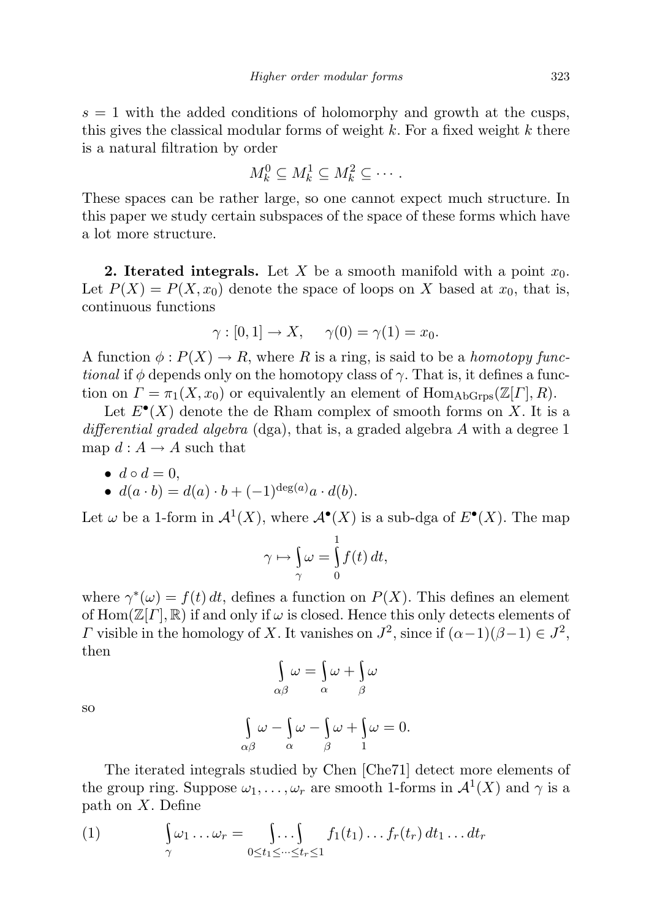$s = 1$ with the added conditions of holomorphy and growth at the cusps, this gives the classical modular forms of weight $k$. For a fixed weight $k$ there is a natural filtration by order

$$M_k^0 \subseteq M_k^1 \subseteq M_k^2 \subseteq \cdots .$$

These spaces can be rather large, so one cannot expect much structure. In this paper we study certain subspaces of the space of these forms which have a lot more structure.

**2. Iterated integrals.** Let $X$ be a smooth manifold with a point $x_0$. Let $P(X) = P(X, x_0)$ denote the space of loops on $X$ based at $x_0$, that is, continuous functions

$$\gamma : [0,1] \to X, \quad \gamma(0) = \gamma(1) = x_0.$$

A function $\phi : P(X) \to R$, where $R$ is a ring, is said to be a *homotopy functional* if $\phi$ depends only on the homotopy class of $\gamma$. That is, it defines a function on $\Gamma = \pi_1(X, x_0)$ or equivalently an element of $\mathrm{Hom}_{\mathrm{AbGrps}}(\mathbb{Z}[\Gamma], R)$.

Let $E^\bullet(X)$ denote the de Rham complex of smooth forms on $X$. It is a *differential graded algebra* (dga), that is, a graded algebra $A$ with a degree 1 map $d : A \to A$ such that

- $d \circ d = 0$,
- $d(a \cdot b) = d(a) \cdot b + (-1)^{\deg(a)} a \cdot d(b)$.

Let $\omega$ be a 1-form in $\mathcal{A}^1(X)$, where $\mathcal{A}^\bullet(X)$ is a sub-dga of $E^\bullet(X)$. The map

$$\gamma \mapsto \int_\gamma \omega = \int_0^1 f(t)\, dt,$$

where $\gamma^*(\omega) = f(t)\, dt$, defines a function on $P(X)$. This defines an element of $\mathrm{Hom}(\mathbb{Z}[\Gamma], \mathbb{R})$ if and only if $\omega$ is closed. Hence this only detects elements of $\Gamma$ visible in the homology of $X$. It vanishes on $J^2$, since if $(\alpha-1)(\beta-1) \in J^2$, then

$$\int_{\alpha\beta} \omega = \int_\alpha \omega + \int_\beta \omega$$

so

$$\int_{\alpha\beta} \omega - \int_\alpha \omega - \int_\beta \omega + \int_1 \omega = 0.$$

The iterated integrals studied by Chen [Che71] detect more elements of the group ring. Suppose $\omega_1, \ldots, \omega_r$ are smooth 1-forms in $\mathcal{A}^1(X)$ and $\gamma$ is a path on $X$. Define

$$\int_\gamma \omega_1 \ldots \omega_r = \int\!\!\ldots\!\!\int_{0 \le t_1 \le \cdots \le t_r \le 1} f_1(t_1) \ldots f_r(t_r)\, dt_1 \ldots dt_r \tag{1}$$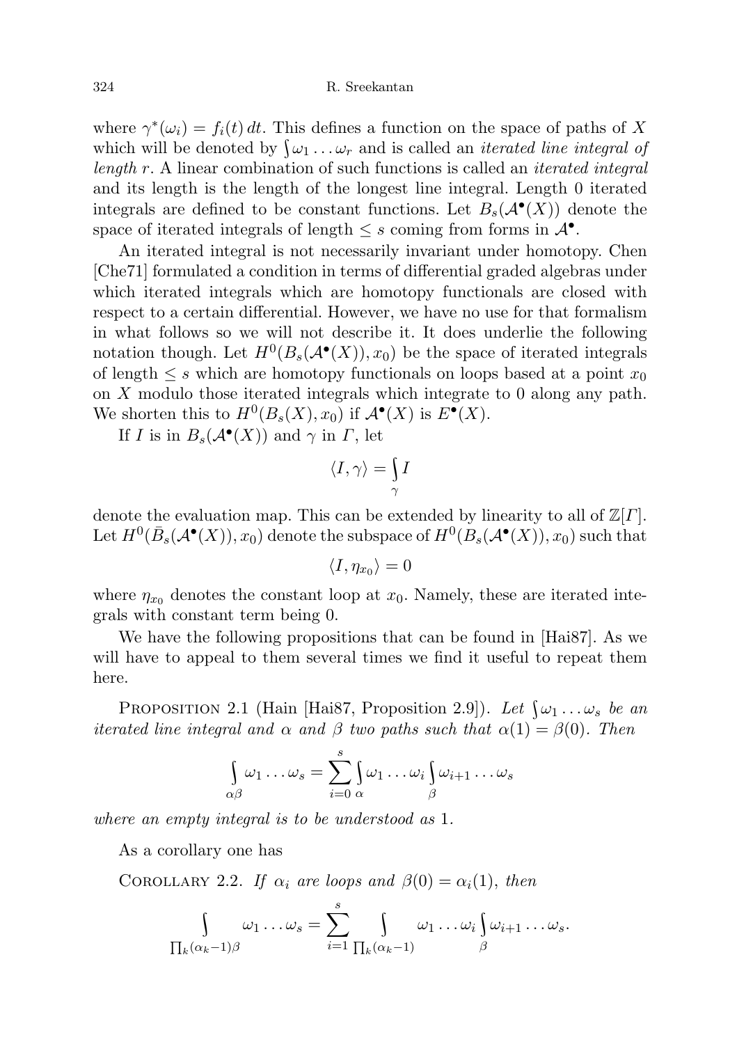where $\gamma^*(\omega_i) = f_i(t)\,dt$. This defines a function on the space of paths of $X$ which will be denoted by $\int \omega_1 \ldots \omega_r$ and is called an *iterated line integral of length* $r$. A linear combination of such functions is called an *iterated integral* and its length is the length of the longest line integral. Length 0 iterated integrals are defined to be constant functions. Let $B_s(\mathcal{A}^\bullet(X))$ denote the space of iterated integrals of length $\leq s$ coming from forms in $\mathcal{A}^\bullet$.

An iterated integral is not necessarily invariant under homotopy. Chen [Che71] formulated a condition in terms of differential graded algebras under which iterated integrals which are homotopy functionals are closed with respect to a certain differential. However, we have no use for that formalism in what follows so we will not describe it. It does underlie the following notation though. Let $H^0(B_s(\mathcal{A}^\bullet(X)), x_0)$ be the space of iterated integrals of length $\leq s$ which are homotopy functionals on loops based at a point $x_0$ on $X$ modulo those iterated integrals which integrate to 0 along any path. We shorten this to $H^0(B_s(X), x_0)$ if $\mathcal{A}^\bullet(X)$ is $E^\bullet(X)$.

If $I$ is in $B_s(\mathcal{A}^\bullet(X))$ and $\gamma$ in $\Gamma$, let

$$\langle I, \gamma \rangle = \int_\gamma I$$

denote the evaluation map. This can be extended by linearity to all of $\mathbb{Z}[\Gamma]$. Let $H^0(\bar{B}_s(\mathcal{A}^\bullet(X)), x_0)$ denote the subspace of $H^0(B_s(\mathcal{A}^\bullet(X)), x_0)$ such that

$$\langle I, \eta_{x_0} \rangle = 0$$

where $\eta_{x_0}$ denotes the constant loop at $x_0$. Namely, these are iterated integrals with constant term being 0.

We have the following propositions that can be found in [Hai87]. As we will have to appeal to them several times we find it useful to repeat them here.

Proposition 2.1 (Hain [Hai87, Proposition 2.9]). *Let $\int \omega_1 \ldots \omega_s$ be an iterated line integral and $\alpha$ and $\beta$ two paths such that $\alpha(1) = \beta(0)$. Then*

$$\int_{\alpha\beta} \omega_1 \ldots \omega_s = \sum_{i=0}^{s} \int_\alpha \omega_1 \ldots \omega_i \int_\beta \omega_{i+1} \ldots \omega_s$$

*where an empty integral is to be understood as* 1.

As a corollary one has

Corollary 2.2. *If $\alpha_i$ are loops and $\beta(0) = \alpha_i(1)$, then*

$$\int_{\prod_k (\alpha_k - 1)\beta} \omega_1 \ldots \omega_s = \sum_{i=1}^{s} \int_{\prod_k (\alpha_k - 1)} \omega_1 \ldots \omega_i \int_\beta \omega_{i+1} \ldots \omega_s.$$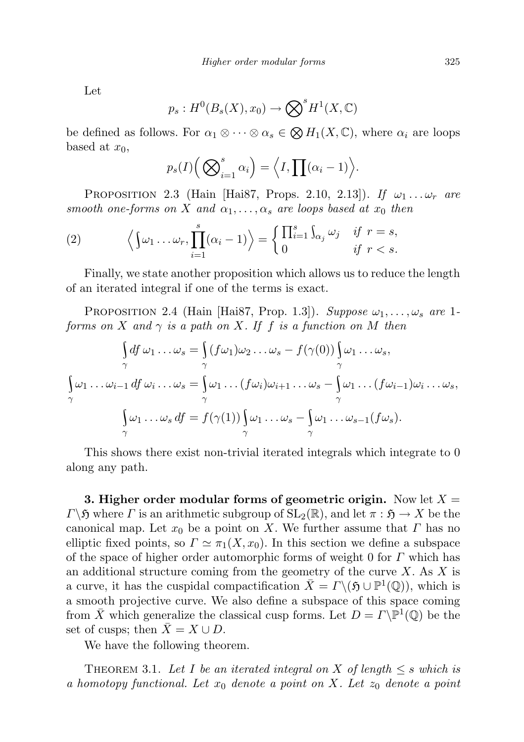Let

$$p_s : H^0(B_s(X), x_0) \to \bigotimes^s H^1(X, \mathbb{C})$$

be defined as follows. For $\alpha_1 \otimes \cdots \otimes \alpha_s \in \bigotimes H_1(X, \mathbb{C})$, where $\alpha_i$ are loops based at $x_0$,

$$p_s(I)\Big(\bigotimes_{i=1}^s \alpha_i\Big) = \Big\langle I, \prod(\alpha_i - 1)\Big\rangle.$$

Proposition 2.3 (Hain [Hai87, Props. 2.10, 2.13]). *If $\omega_1 \ldots \omega_r$ are smooth one-forms on $X$ and $\alpha_1, \ldots, \alpha_s$ are loops based at $x_0$ then*

$$\Big\langle \int \omega_1 \ldots \omega_r, \prod_{i=1}^s (\alpha_i - 1)\Big\rangle = \begin{cases} \prod_{i=1}^s \int_{\alpha_j} \omega_j & \text{if } r = s, \\ 0 & \text{if } r < s. \end{cases} \tag{2}$$

Finally, we state another proposition which allows us to reduce the length of an iterated integral if one of the terms is exact.

Proposition 2.4 (Hain [Hai87, Prop. 1.3]). *Suppose $\omega_1, \ldots, \omega_s$ are 1-forms on $X$ and $\gamma$ is a path on $X$. If $f$ is a function on $M$ then*

$$\int_\gamma df\, \omega_1 \ldots \omega_s = \int_\gamma (f\omega_1)\omega_2 \ldots \omega_s - f(\gamma(0)) \int_\gamma \omega_1 \ldots \omega_s,$$

$$\int_\gamma \omega_1 \ldots \omega_{i-1}\, df\, \omega_i \ldots \omega_s = \int_\gamma \omega_1 \ldots (f\omega_i)\omega_{i+1} \ldots \omega_s - \int_\gamma \omega_1 \ldots (f\omega_{i-1})\omega_i \ldots \omega_s,$$

$$\int_\gamma \omega_1 \ldots \omega_s\, df = f(\gamma(1)) \int_\gamma \omega_1 \ldots \omega_s - \int_\gamma \omega_1 \ldots \omega_{s-1}(f\omega_s).$$

This shows there exist non-trivial iterated integrals which integrate to 0 along any path.

**3. Higher order modular forms of geometric origin.** Now let $X = \Gamma\backslash\mathfrak{H}$ where $\Gamma$ is an arithmetic subgroup of $\mathrm{SL}_2(\mathbb{R})$, and let $\pi : \mathfrak{H} \to X$ be the canonical map. Let $x_0$ be a point on $X$. We further assume that $\Gamma$ has no elliptic fixed points, so $\Gamma \simeq \pi_1(X, x_0)$. In this section we define a subspace of the space of higher order automorphic forms of weight 0 for $\Gamma$ which has an additional structure coming from the geometry of the curve $X$. As $X$ is a curve, it has the cuspidal compactification $\bar{X} = \Gamma\backslash(\mathfrak{H} \cup \mathbb{P}^1(\mathbb{Q}))$, which is a smooth projective curve. We also define a subspace of this space coming from $\bar{X}$ which generalize the classical cusp forms. Let $D = \Gamma\backslash\mathbb{P}^1(\mathbb{Q})$ be the set of cusps; then $\bar{X} = X \cup D$.

We have the following theorem.

Theorem 3.1. *Let $I$ be an iterated integral on $X$ of length $\leq s$ which is a homotopy functional. Let $x_0$ denote a point on $X$. Let $z_0$ denote a point*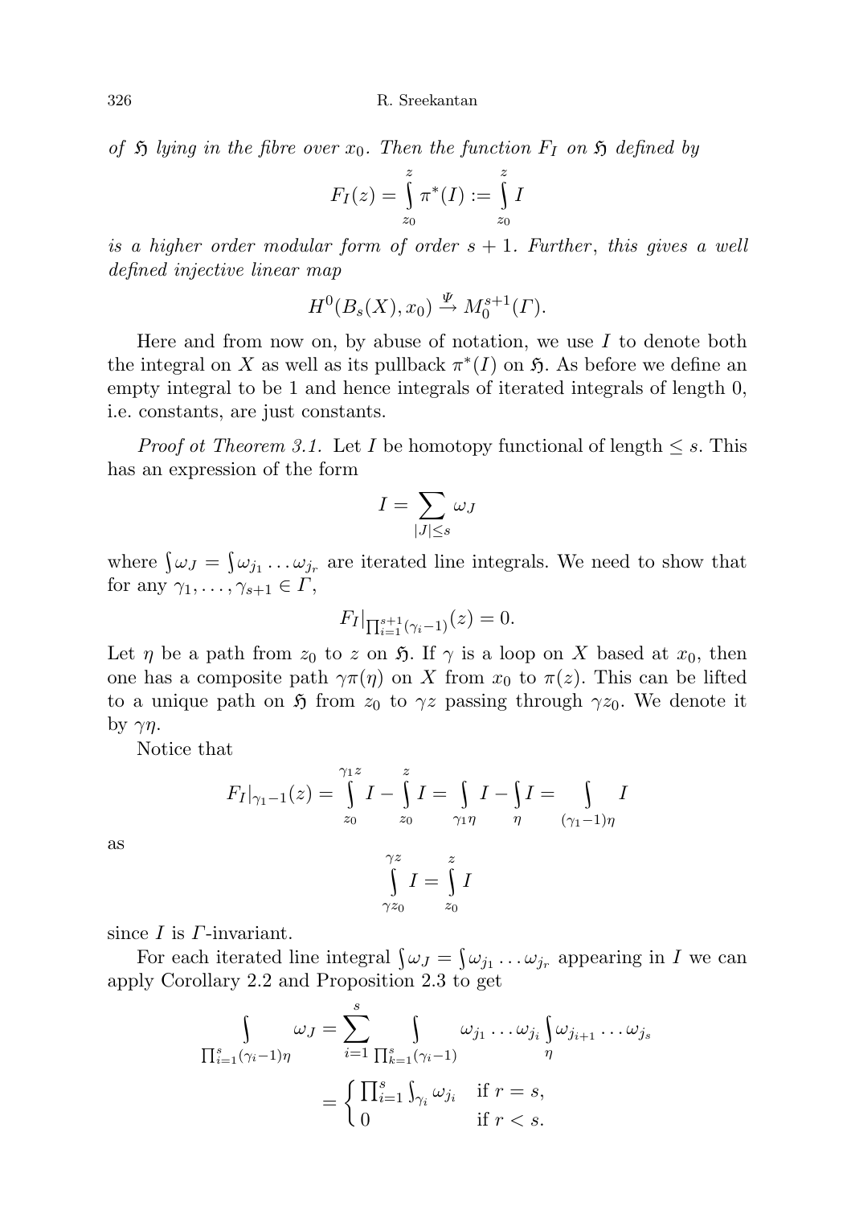*of $\mathfrak{H}$ lying in the fibre over $x_0$. Then the function $F_I$ on $\mathfrak{H}$ defined by*

$$F_I(z) = \int_{z_0}^{z} \pi^*(I) := \int_{z_0}^{z} I$$

*is a higher order modular form of order $s+1$. Further, this gives a well defined injective linear map*

$$H^0(B_s(X), x_0) \xrightarrow{\Psi} M_0^{s+1}(\Gamma).$$

Here and from now on, by abuse of notation, we use $I$ to denote both the integral on $X$ as well as its pullback $\pi^*(I)$ on $\mathfrak{H}$. As before we define an empty integral to be 1 and hence integrals of iterated integrals of length 0, i.e. constants, are just constants.

*Proof ot Theorem 3.1.* Let $I$ be homotopy functional of length $\leq s$. This has an expression of the form

$$I = \sum_{|J| \leq s} \omega_J$$

where $\int \omega_J = \int \omega_{j_1} \ldots \omega_{j_r}$ are iterated line integrals. We need to show that for any $\gamma_1, \ldots, \gamma_{s+1} \in \Gamma$,

$$F_I|_{\prod_{i=1}^{s+1}(\gamma_i - 1)}(z) = 0.$$

Let $\eta$ be a path from $z_0$ to $z$ on $\mathfrak{H}$. If $\gamma$ is a loop on $X$ based at $x_0$, then one has a composite path $\gamma\pi(\eta)$ on $X$ from $x_0$ to $\pi(z)$. This can be lifted to a unique path on $\mathfrak{H}$ from $z_0$ to $\gamma z$ passing through $\gamma z_0$. We denote it by $\gamma\eta$.

Notice that

$$F_I|_{\gamma_1 - 1}(z) = \int_{z_0}^{\gamma_1 z} I - \int_{z_0}^{z} I = \int_{\gamma_1 \eta} I - \int_{\eta} I = \int_{(\gamma_1 - 1)\eta} I$$

as

$$\int_{\gamma z_0}^{\gamma z} I = \int_{z_0}^{z} I$$

since $I$ is $\Gamma$-invariant.

For each iterated line integral $\int \omega_J = \int \omega_{j_1} \ldots \omega_{j_r}$ appearing in $I$ we can apply Corollary 2.2 and Proposition 2.3 to get

$$\begin{aligned}
\int_{\prod_{i=1}^{s}(\gamma_i - 1)\eta} \omega_J &= \sum_{i=1}^{s} \int_{\prod_{k=1}^{s}(\gamma_i - 1)} \omega_{j_1} \ldots \omega_{j_i} \int_{\eta} \omega_{j_{i+1}} \ldots \omega_{j_s} \\
&= \begin{cases} \prod_{i=1}^{s} \int_{\gamma_i} \omega_{j_i} & \text{if } r = s, \\ 0 & \text{if } r < s. \end{cases}
\end{aligned}$$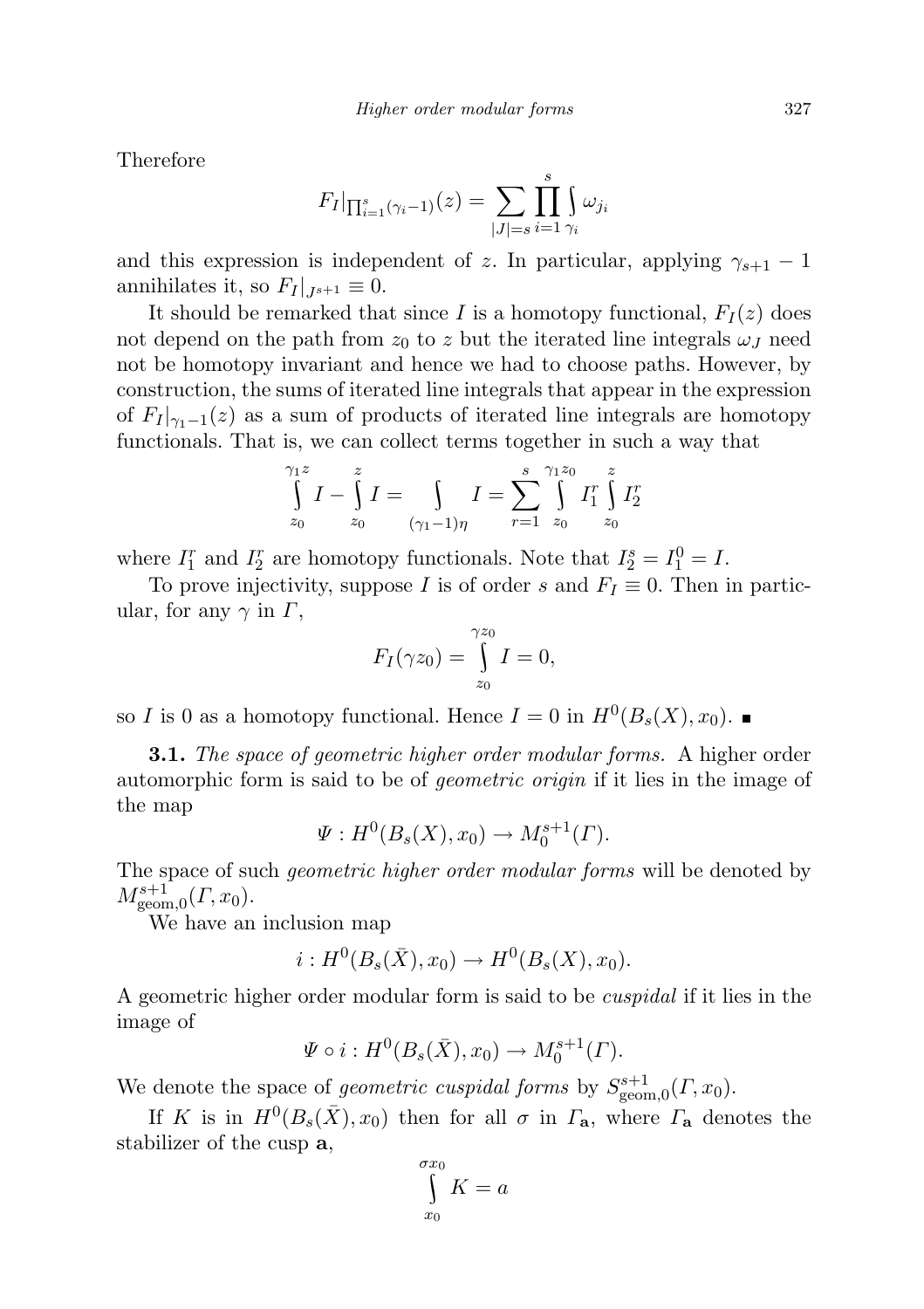Therefore

$$F_I|_{\prod_{i=1}^{s}(\gamma_i-1)}(z) = \sum_{|J|=s} \prod_{i=1}^{s} \int_{\gamma_i} \omega_{j_i}$$

and this expression is independent of $z$. In particular, applying $\gamma_{s+1} - 1$ annihilates it, so $F_I|_{J^{s+1}} \equiv 0$.

It should be remarked that since $I$ is a homotopy functional, $F_I(z)$ does not depend on the path from $z_0$ to $z$ but the iterated line integrals $\omega_J$ need not be homotopy invariant and hence we had to choose paths. However, by construction, the sums of iterated line integrals that appear in the expression of $F_I|_{\gamma_1-1}(z)$ as a sum of products of iterated line integrals are homotopy functionals. That is, we can collect terms together in such a way that

$$\int_{z_0}^{\gamma_1 z} I - \int_{z_0}^{z} I = \int_{(\gamma_1-1)\eta} I = \sum_{r=1}^{s} \int_{z_0}^{\gamma_1 z_0} I_1^r \int_{z_0}^{z} I_2^r$$

where $I_1^r$ and $I_2^r$ are homotopy functionals. Note that $I_2^s = I_1^0 = I$.

To prove injectivity, suppose $I$ is of order $s$ and $F_I \equiv 0$. Then in particular, for any $\gamma$ in $\Gamma$,

$$F_I(\gamma z_0) = \int_{z_0}^{\gamma z_0} I = 0,$$

so $I$ is 0 as a homotopy functional. Hence $I = 0$ in $H^0(B_s(X), x_0)$. ∎

**3.1.** *The space of geometric higher order modular forms.* A higher order automorphic form is said to be of *geometric origin* if it lies in the image of the map

$$\Psi : H^0(B_s(X), x_0) \to M_0^{s+1}(\Gamma).$$

The space of such *geometric higher order modular forms* will be denoted by $M_{\mathrm{geom},0}^{s+1}(\Gamma, x_0)$.

We have an inclusion map

$$i : H^0(B_s(\bar{X}), x_0) \to H^0(B_s(X), x_0).$$

A geometric higher order modular form is said to be *cuspidal* if it lies in the image of

$$\Psi \circ i : H^0(B_s(\bar{X}), x_0) \to M_0^{s+1}(\Gamma).$$

We denote the space of *geometric cuspidal forms* by $S_{\mathrm{geom},0}^{s+1}(\Gamma, x_0)$.

If $K$ is in $H^0(B_s(\bar{X}), x_0)$ then for all $\sigma$ in $\Gamma_{\mathbf{a}}$, where $\Gamma_{\mathbf{a}}$ denotes the stabilizer of the cusp $\mathbf{a}$,

$$\int_{x_0}^{\sigma x_0} K = a$$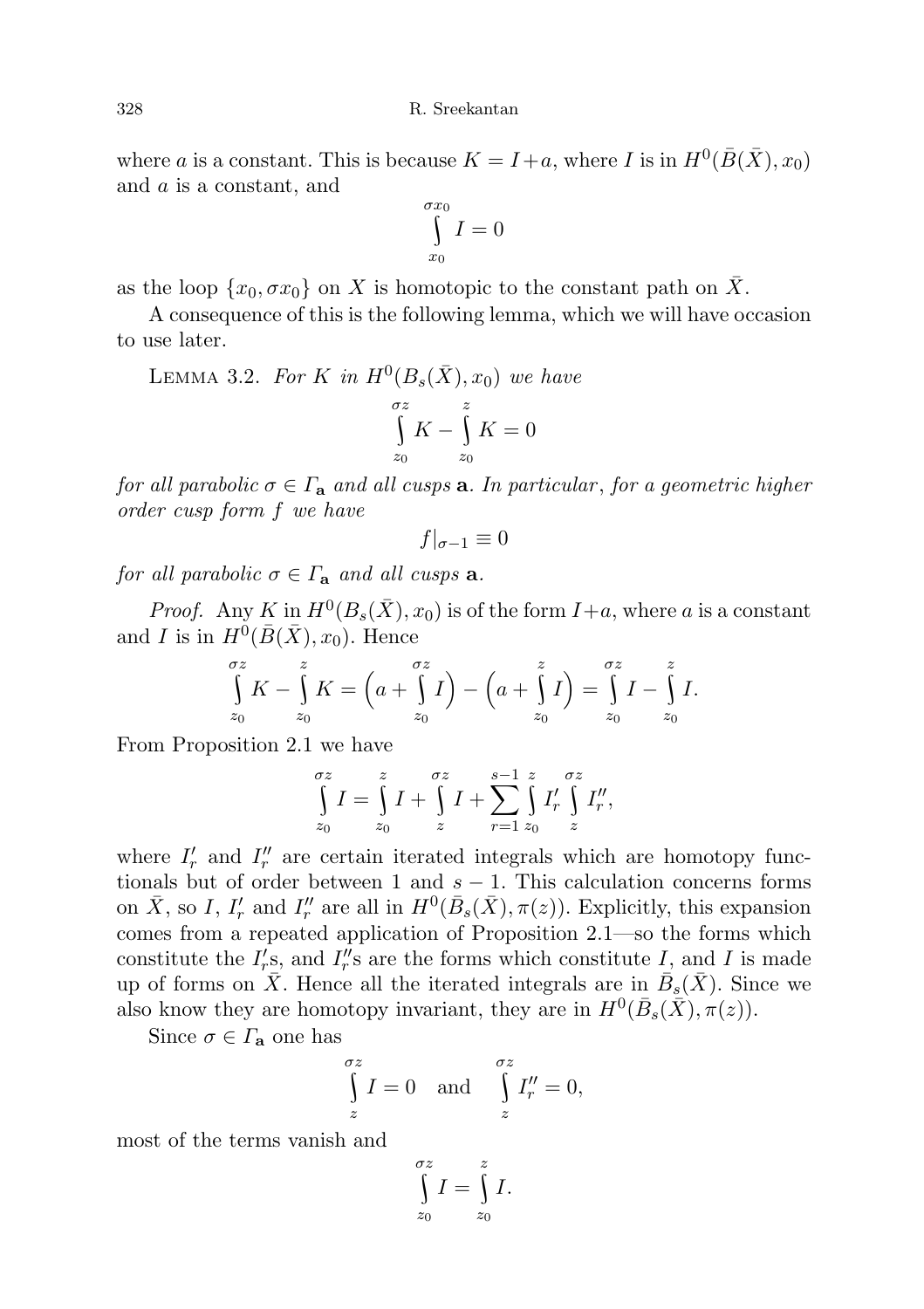where $a$ is a constant. This is because $K = I + a$, where $I$ is in $H^0(\bar{B}(\bar{X}), x_0)$ and $a$ is a constant, and

$$\int_{x_0}^{\sigma x_0} I = 0$$

as the loop $\{x_0, \sigma x_0\}$ on $X$ is homotopic to the constant path on $\bar{X}$.

A consequence of this is the following lemma, which we will have occasion to use later.

Lemma 3.2. *For $K$ in $H^0(B_s(\bar{X}), x_0)$ we have*

$$\int_{z_0}^{\sigma z} K - \int_{z_0}^{z} K = 0$$

*for all parabolic $\sigma \in \Gamma_{\mathbf{a}}$ and all cusps $\mathbf{a}$. In particular, for a geometric higher order cusp form $f$ we have*

$$f|_{\sigma - 1} \equiv 0$$

*for all parabolic $\sigma \in \Gamma_{\mathbf{a}}$ and all cusps $\mathbf{a}$.*

*Proof.* Any $K$ in $H^0(B_s(\bar{X}), x_0)$ is of the form $I + a$, where $a$ is a constant and $I$ is in $H^0(\bar{B}(\bar{X}), x_0)$. Hence

$$\int_{z_0}^{\sigma z} K - \int_{z_0}^{z} K = \Big(a + \int_{z_0}^{\sigma z} I\Big) - \Big(a + \int_{z_0}^{z} I\Big) = \int_{z_0}^{\sigma z} I - \int_{z_0}^{z} I.$$

From Proposition 2.1 we have

$$\int_{z_0}^{\sigma z} I = \int_{z_0}^{z} I + \int_{z}^{\sigma z} I + \sum_{r=1}^{s-1} \int_{z_0}^{z} I'_r \int_{z}^{\sigma z} I''_r,$$

where $I'_r$ and $I''_r$ are certain iterated integrals which are homotopy functionals but of order between 1 and $s-1$. This calculation concerns forms on $\bar{X}$, so $I$, $I'_r$ and $I''_r$ are all in $H^0(\bar{B}_s(\bar{X}), \pi(z))$. Explicitly, this expansion comes from a repeated application of Proposition 2.1—so the forms which constitute the $I'_r$s, and $I''_r$s are the forms which constitute $I$, and $I$ is made up of forms on $\bar{X}$. Hence all the iterated integrals are in $\bar{B}_s(\bar{X})$. Since we also know they are homotopy invariant, they are in $H^0(\bar{B}_s(\bar{X}), \pi(z))$.

Since $\sigma \in \Gamma_{\mathbf{a}}$ one has

$$\int_{z}^{\sigma z} I = 0 \quad \text{and} \quad \int_{z}^{\sigma z} I''_r = 0,$$

most of the terms vanish and

$$\int_{z_0}^{\sigma z} I = \int_{z_0}^{z} I.$$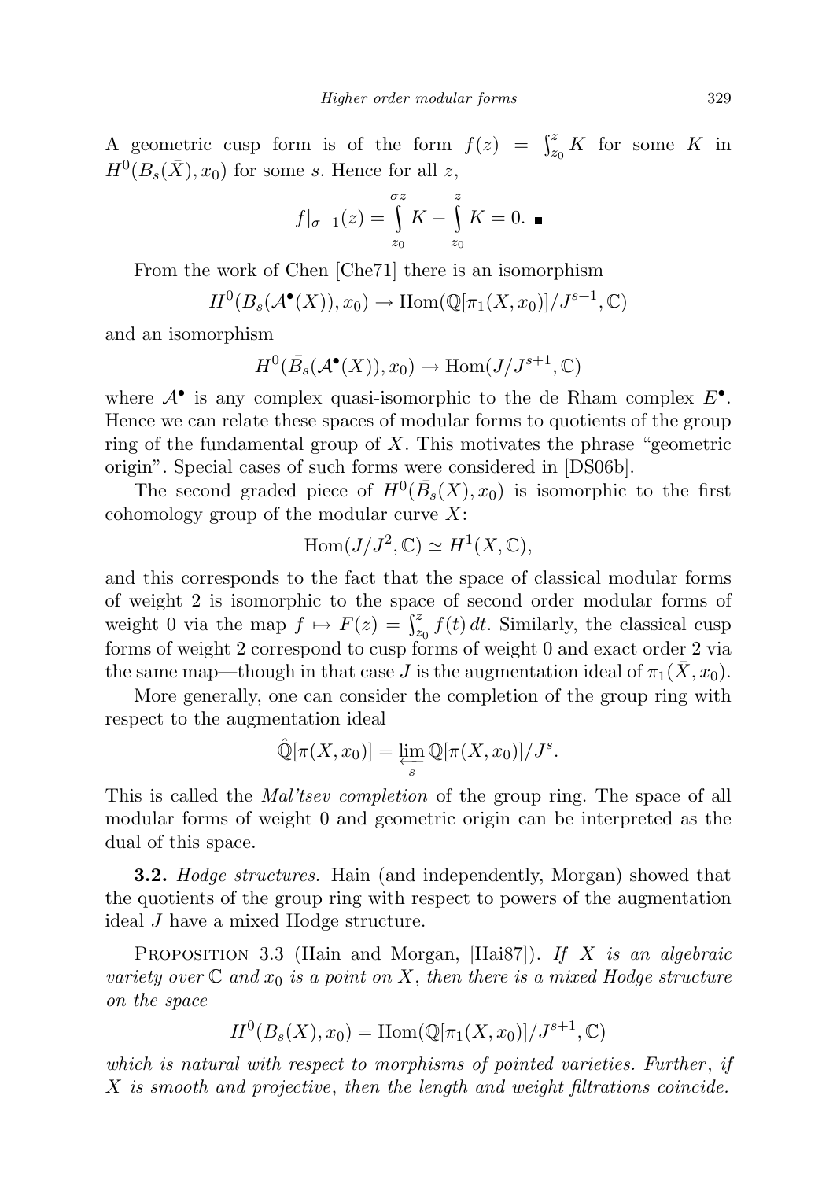A geometric cusp form is of the form $f(z) = \int_{z_0}^{z} K$ for some $K$ in $H^0(B_s(\bar{X}), x_0)$ for some $s$. Hence for all $z$,

$$f|_{\sigma-1}(z) = \int_{z_0}^{\sigma z} K - \int_{z_0}^{z} K = 0. \ \blacksquare$$

From the work of Chen [Che71] there is an isomorphism

$$H^0(B_s(\mathcal{A}^\bullet(X)), x_0) \to \mathrm{Hom}(\mathbb{Q}[\pi_1(X, x_0)]/J^{s+1}, \mathbb{C})$$

and an isomorphism

$$H^0(\bar{B}_s(\mathcal{A}^\bullet(X)), x_0) \to \mathrm{Hom}(J/J^{s+1}, \mathbb{C})$$

where $\mathcal{A}^\bullet$ is any complex quasi-isomorphic to the de Rham complex $E^\bullet$. Hence we can relate these spaces of modular forms to quotients of the group ring of the fundamental group of $X$. This motivates the phrase "geometric origin". Special cases of such forms were considered in [DS06b].

The second graded piece of $H^0(\bar{B}_s(X), x_0)$ is isomorphic to the first cohomology group of the modular curve $X$:

$$\mathrm{Hom}(J/J^2, \mathbb{C}) \simeq H^1(X, \mathbb{C}),$$

and this corresponds to the fact that the space of classical modular forms of weight 2 is isomorphic to the space of second order modular forms of weight 0 via the map $f \mapsto F(z) = \int_{z_0}^{z} f(t)\, dt$. Similarly, the classical cusp forms of weight 2 correspond to cusp forms of weight 0 and exact order 2 via the same map—though in that case $J$ is the augmentation ideal of $\pi_1(\bar{X}, x_0)$.

More generally, one can consider the completion of the group ring with respect to the augmentation ideal

$$\hat{\mathbb{Q}}[\pi(X, x_0)] = \varprojlim_{s} \mathbb{Q}[\pi(X, x_0)]/J^s.$$

This is called the *Mal'tsev completion* of the group ring. The space of all modular forms of weight 0 and geometric origin can be interpreted as the dual of this space.

**3.2.** *Hodge structures.* Hain (and independently, Morgan) showed that the quotients of the group ring with respect to powers of the augmentation ideal $J$ have a mixed Hodge structure.

Proposition 3.3 (Hain and Morgan, [Hai87]). *If $X$ is an algebraic variety over $\mathbb{C}$ and $x_0$ is a point on $X$, then there is a mixed Hodge structure on the space*

$$H^0(B_s(X), x_0) = \mathrm{Hom}(\mathbb{Q}[\pi_1(X, x_0)]/J^{s+1}, \mathbb{C})$$

*which is natural with respect to morphisms of pointed varieties. Further, if $X$ is smooth and projective, then the length and weight filtrations coincide.*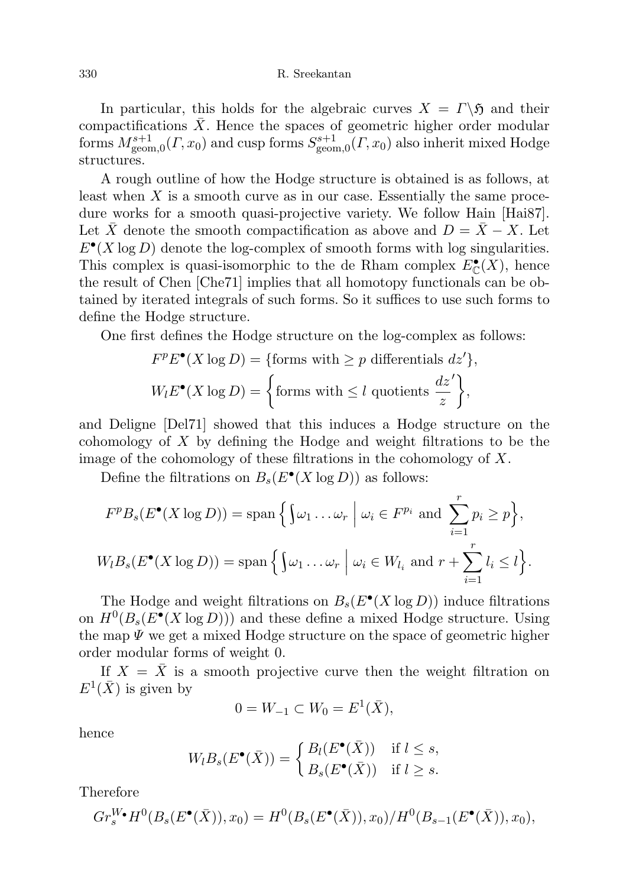In particular, this holds for the algebraic curves $X = \Gamma\backslash\mathfrak{H}$ and their compactifications $\bar{X}$. Hence the spaces of geometric higher order modular forms $M^{s+1}_{\mathrm{geom},0}(\Gamma, x_0)$ and cusp forms $S^{s+1}_{\mathrm{geom},0}(\Gamma, x_0)$ also inherit mixed Hodge structures.

A rough outline of how the Hodge structure is obtained is as follows, at least when $X$ is a smooth curve as in our case. Essentially the same procedure works for a smooth quasi-projective variety. We follow Hain [Hai87]. Let $\bar{X}$ denote the smooth compactification as above and $D = \bar{X} - X$. Let $E^\bullet(X \log D)$ denote the log-complex of smooth forms with log singularities. This complex is quasi-isomorphic to the de Rham complex $E^\bullet_{\mathbb{C}}(X)$, hence the result of Chen [Che71] implies that all homotopy functionals can be obtained by iterated integrals of such forms. So it suffices to use such forms to define the Hodge structure.

One first defines the Hodge structure on the log-complex as follows:

$$F^p E^\bullet(X \log D) = \{\text{forms with} \geq p \text{ differentials } dz'\},$$
$$W_l E^\bullet(X \log D) = \left\{\text{forms with} \leq l \text{ quotients } \frac{dz'}{z}\right\},$$

and Deligne [Del71] showed that this induces a Hodge structure on the cohomology of $X$ by defining the Hodge and weight filtrations to be the image of the cohomology of these filtrations in the cohomology of $X$.

Define the filtrations on $B_s(E^\bullet(X \log D))$ as follows:

$$F^p B_s(E^\bullet(X \log D)) = \operatorname{span}\Big\{\textstyle\int\omega_1 \ldots \omega_r \;\Big|\; \omega_i \in F^{p_i} \text{ and } \displaystyle\sum_{i=1}^r p_i \geq p\Big\},$$
$$W_l B_s(E^\bullet(X \log D)) = \operatorname{span}\Big\{\textstyle\int\omega_1 \ldots \omega_r \;\Big|\; \omega_i \in W_{l_i} \text{ and } r + \displaystyle\sum_{i=1}^r l_i \leq l\Big\}.$$

The Hodge and weight filtrations on $B_s(E^\bullet(X \log D))$ induce filtrations on $H^0(B_s(E^\bullet(X \log D)))$ and these define a mixed Hodge structure. Using the map $\Psi$ we get a mixed Hodge structure on the space of geometric higher order modular forms of weight 0.

If $X = \bar{X}$ is a smooth projective curve then the weight filtration on $E^1(\bar{X})$ is given by

$$0 = W_{-1} \subset W_0 = E^1(\bar{X}),$$

hence

$$W_l B_s(E^\bullet(\bar{X})) = \begin{cases} B_l(E^\bullet(\bar{X})) & \text{if } l \leq s, \\ B_s(E^\bullet(\bar{X})) & \text{if } l \geq s. \end{cases}$$

Therefore

$$Gr^{W_\bullet}_s H^0(B_s(E^\bullet(\bar{X})), x_0) = H^0(B_s(E^\bullet(\bar{X})), x_0)/H^0(B_{s-1}(E^\bullet(\bar{X})), x_0),$$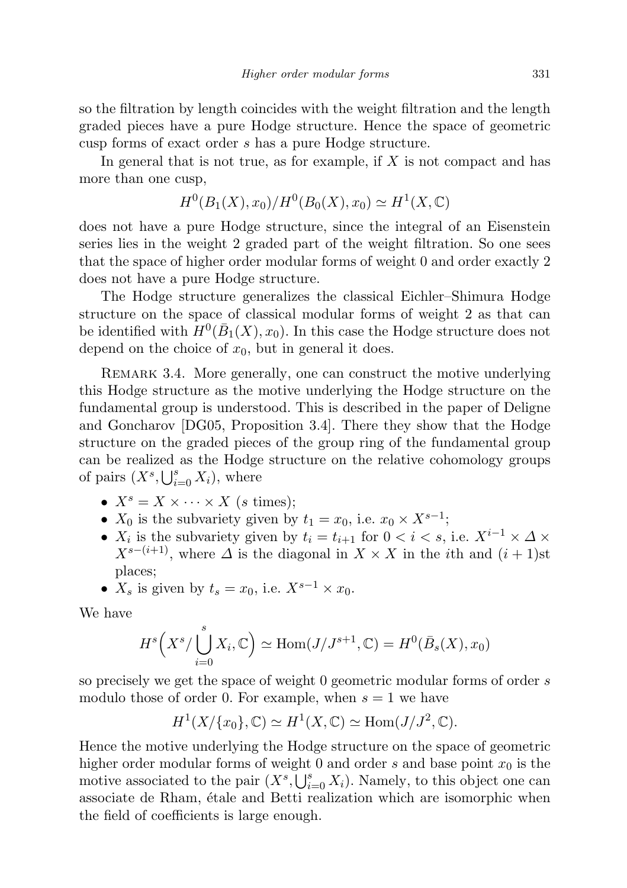so the filtration by length coincides with the weight filtration and the length graded pieces have a pure Hodge structure. Hence the space of geometric cusp forms of exact order $s$ has a pure Hodge structure.

In general that is not true, as for example, if $X$ is not compact and has more than one cusp,

$$H^0(B_1(X), x_0)/H^0(B_0(X), x_0) \simeq H^1(X, \mathbb{C})$$

does not have a pure Hodge structure, since the integral of an Eisenstein series lies in the weight 2 graded part of the weight filtration. So one sees that the space of higher order modular forms of weight 0 and order exactly 2 does not have a pure Hodge structure.

The Hodge structure generalizes the classical Eichler–Shimura Hodge structure on the space of classical modular forms of weight 2 as that can be identified with $H^0(\bar{B}_1(X), x_0)$. In this case the Hodge structure does not depend on the choice of $x_0$, but in general it does.

Remark 3.4. More generally, one can construct the motive underlying this Hodge structure as the motive underlying the Hodge structure on the fundamental group is understood. This is described in the paper of Deligne and Goncharov [DG05, Proposition 3.4]. There they show that the Hodge structure on the graded pieces of the group ring of the fundamental group can be realized as the Hodge structure on the relative cohomology groups of pairs $(X^s, \bigcup_{i=0}^s X_i)$, where

- $X^s = X \times \cdots \times X$ ($s$ times);
- $X_0$ is the subvariety given by $t_1 = x_0$, i.e. $x_0 \times X^{s-1}$;
- $X_i$ is the subvariety given by $t_i = t_{i+1}$ for $0 < i < s$, i.e. $X^{i-1} \times \Delta \times X^{s-(i+1)}$, where $\Delta$ is the diagonal in $X \times X$ in the $i$th and $(i+1)$st places;
- $X_s$ is given by $t_s = x_0$, i.e. $X^{s-1} \times x_0$.

We have

$$H^s\Big(X^s/\bigcup_{i=0}^{s} X_i, \mathbb{C}\Big) \simeq \mathrm{Hom}(J/J^{s+1}, \mathbb{C}) = H^0(\bar{B}_s(X), x_0)$$

so precisely we get the space of weight 0 geometric modular forms of order $s$ modulo those of order 0. For example, when $s = 1$ we have

$$H^1(X/\{x_0\}, \mathbb{C}) \simeq H^1(X, \mathbb{C}) \simeq \mathrm{Hom}(J/J^2, \mathbb{C}).$$

Hence the motive underlying the Hodge structure on the space of geometric higher order modular forms of weight 0 and order $s$ and base point $x_0$ is the motive associated to the pair $(X^s, \bigcup_{i=0}^s X_i)$. Namely, to this object one can associate de Rham, étale and Betti realization which are isomorphic when the field of coefficients is large enough.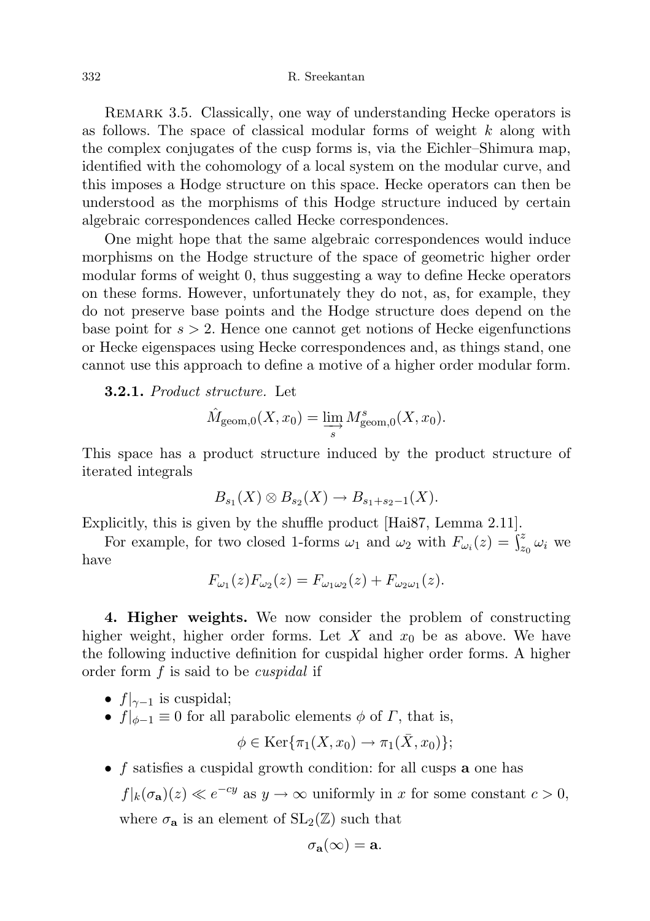Remark 3.5. Classically, one way of understanding Hecke operators is as follows. The space of classical modular forms of weight $k$ along with the complex conjugates of the cusp forms is, via the Eichler–Shimura map, identified with the cohomology of a local system on the modular curve, and this imposes a Hodge structure on this space. Hecke operators can then be understood as the morphisms of this Hodge structure induced by certain algebraic correspondences called Hecke correspondences.

One might hope that the same algebraic correspondences would induce morphisms on the Hodge structure of the space of geometric higher order modular forms of weight 0, thus suggesting a way to define Hecke operators on these forms. However, unfortunately they do not, as, for example, they do not preserve base points and the Hodge structure does depend on the base point for $s > 2$. Hence one cannot get notions of Hecke eigenfunctions or Hecke eigenspaces using Hecke correspondences and, as things stand, one cannot use this approach to define a motive of a higher order modular form.

**3.2.1.** *Product structure.* Let

$$\hat{M}_{\mathrm{geom},0}(X, x_0) = \varinjlim_{s} M^s_{\mathrm{geom},0}(X, x_0).$$

This space has a product structure induced by the product structure of iterated integrals

$$B_{s_1}(X) \otimes B_{s_2}(X) \to B_{s_1+s_2-1}(X).$$

Explicitly, this is given by the shuffle product [Hai87, Lemma 2.11].

For example, for two closed 1-forms $\omega_1$ and $\omega_2$ with $F_{\omega_i}(z) = \int_{z_0}^{z} \omega_i$ we have

$$F_{\omega_1}(z) F_{\omega_2}(z) = F_{\omega_1 \omega_2}(z) + F_{\omega_2 \omega_1}(z).$$

**4. Higher weights.** We now consider the problem of constructing higher weight, higher order forms. Let $X$ and $x_0$ be as above. We have the following inductive definition for cuspidal higher order forms. A higher order form $f$ is said to be *cuspidal* if

- $f|_{\gamma - 1}$ is cuspidal;
- $f|_{\phi - 1} \equiv 0$ for all parabolic elements $\phi$ of $\Gamma$, that is,

$$\phi \in \mathrm{Ker}\{\pi_1(X, x_0) \to \pi_1(\bar{X}, x_0)\};$$

- $f$ satisfies a cuspidal growth condition: for all cusps $\mathbf{a}$ one has

  $f|_k(\sigma_{\mathbf{a}})(z) \ll e^{-cy}$ as $y \to \infty$ uniformly in $x$ for some constant $c > 0$,

  where $\sigma_{\mathbf{a}}$ is an element of $\mathrm{SL}_2(\mathbb{Z})$ such that

$$\sigma_{\mathbf{a}}(\infty) = \mathbf{a}.$$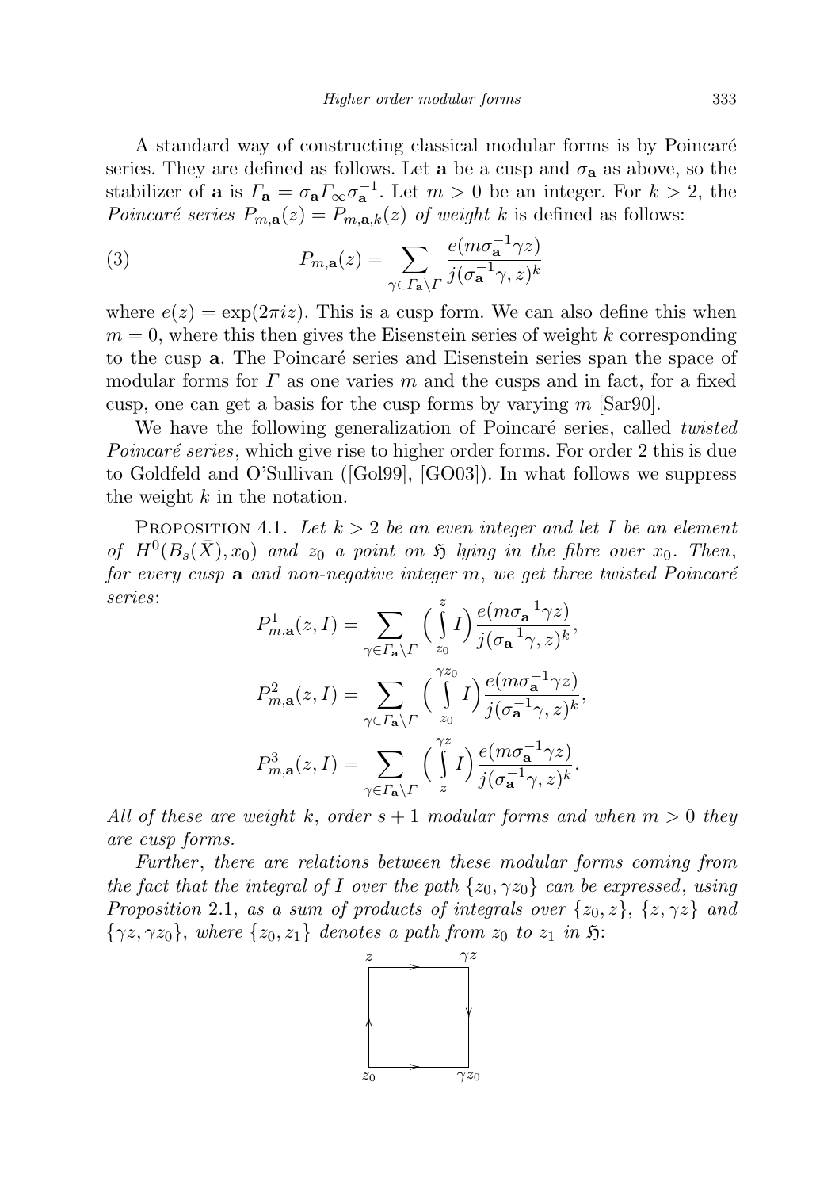A standard way of constructing classical modular forms is by Poincaré series. They are defined as follows. Let $\mathbf{a}$ be a cusp and $\sigma_{\mathbf{a}}$ as above, so the stabilizer of $\mathbf{a}$ is $\Gamma_{\mathbf{a}} = \sigma_{\mathbf{a}} \Gamma_\infty \sigma_{\mathbf{a}}^{-1}$. Let $m > 0$ be an integer. For $k > 2$, the *Poincaré series* $P_{m,\mathbf{a}}(z) = P_{m,\mathbf{a},k}(z)$ *of weight* $k$ is defined as follows:

$$P_{m,\mathbf{a}}(z) = \sum_{\gamma \in \Gamma_{\mathbf{a}} \backslash \Gamma} \frac{e(m\sigma_{\mathbf{a}}^{-1}\gamma z)}{j(\sigma_{\mathbf{a}}^{-1}\gamma, z)^k} \tag{3}$$

where $e(z) = \exp(2\pi i z)$. This is a cusp form. We can also define this when $m = 0$, where this then gives the Eisenstein series of weight $k$ corresponding to the cusp $\mathbf{a}$. The Poincaré series and Eisenstein series span the space of modular forms for $\Gamma$ as one varies $m$ and the cusps and in fact, for a fixed cusp, one can get a basis for the cusp forms by varying $m$ [Sar90].

We have the following generalization of Poincaré series, called *twisted Poincaré series*, which give rise to higher order forms. For order 2 this is due to Goldfeld and O'Sullivan ([Gol99], [GO03]). In what follows we suppress the weight $k$ in the notation.

Proposition 4.1. *Let $k > 2$ be an even integer and let $I$ be an element of $H^0(B_s(\bar{X}), x_0)$ and $z_0$ a point on $\mathfrak{H}$ lying in the fibre over $x_0$. Then, for every cusp $\mathbf{a}$ and non-negative integer $m$, we get three twisted Poincaré series*:

$$P^1_{m,\mathbf{a}}(z, I) = \sum_{\gamma \in \Gamma_{\mathbf{a}} \backslash \Gamma} \Big( \int_{z_0}^{z} I \Big) \frac{e(m\sigma_{\mathbf{a}}^{-1}\gamma z)}{j(\sigma_{\mathbf{a}}^{-1}\gamma, z)^k},$$

$$P^2_{m,\mathbf{a}}(z, I) = \sum_{\gamma \in \Gamma_{\mathbf{a}} \backslash \Gamma} \Big( \int_{z_0}^{\gamma z_0} I \Big) \frac{e(m\sigma_{\mathbf{a}}^{-1}\gamma z)}{j(\sigma_{\mathbf{a}}^{-1}\gamma, z)^k},$$

$$P^3_{m,\mathbf{a}}(z, I) = \sum_{\gamma \in \Gamma_{\mathbf{a}} \backslash \Gamma} \Big( \int_{z}^{\gamma z} I \Big) \frac{e(m\sigma_{\mathbf{a}}^{-1}\gamma z)}{j(\sigma_{\mathbf{a}}^{-1}\gamma, z)^k}.$$

*All of these are weight $k$, order $s + 1$ modular forms and when $m > 0$ they are cusp forms.*

*Further, there are relations between these modular forms coming from the fact that the integral of $I$ over the path $\{z_0, \gamma z_0\}$ can be expressed, using Proposition* 2.1, *as a sum of products of integrals over $\{z_0, z\}$, $\{z, \gamma z\}$ and $\{\gamma z, \gamma z_0\}$, where $\{z_0, z_1\}$ denotes a path from $z_0$ to $z_1$ in $\mathfrak{H}$*:

$z$ $\quad\quad$ $\gamma z$

$z_0$ $\quad\quad$ $\gamma z_0$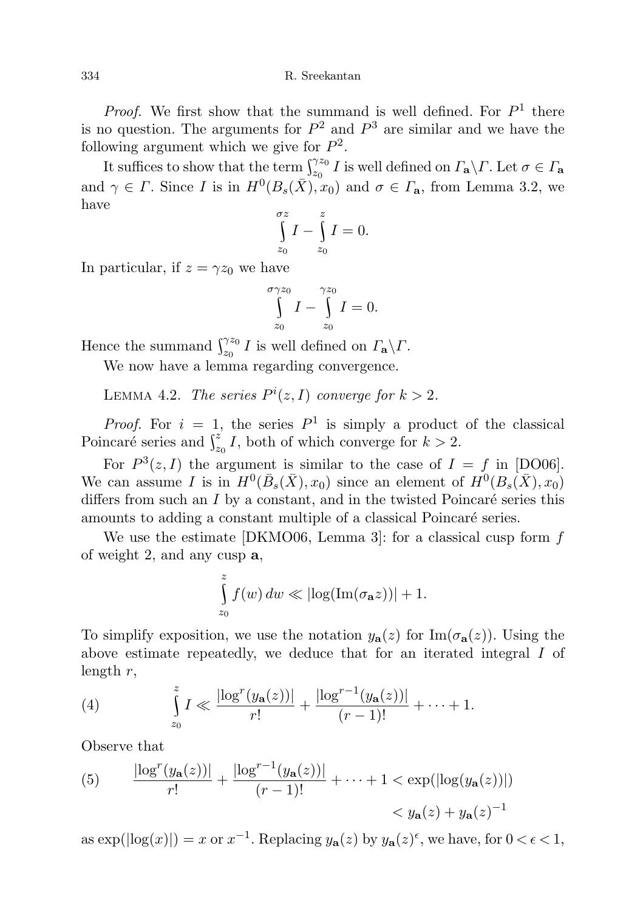*Proof.* We first show that the summand is well defined. For $P^1$ there is no question. The arguments for $P^2$ and $P^3$ are similar and we have the following argument which we give for $P^2$.

It suffices to show that the term $\int_{z_0}^{\gamma z_0} I$ is well defined on $\Gamma_{\mathbf{a}}\backslash\Gamma$. Let $\sigma \in \Gamma_{\mathbf{a}}$ and $\gamma \in \Gamma$. Since $I$ is in $H^0(B_s(\bar{X}), x_0)$ and $\sigma \in \Gamma_{\mathbf{a}}$, from Lemma 3.2, we have

$$\int_{z_0}^{\sigma z} I - \int_{z_0}^{z} I = 0.$$

In particular, if $z = \gamma z_0$ we have

$$\int_{z_0}^{\sigma\gamma z_0} I - \int_{z_0}^{\gamma z_0} I = 0.$$

Hence the summand $\int_{z_0}^{\gamma z_0} I$ is well defined on $\Gamma_{\mathbf{a}}\backslash\Gamma$.

We now have a lemma regarding convergence.

Lemma 4.2. *The series $P^i(z, I)$ converge for $k > 2$.*

*Proof.* For $i = 1$, the series $P^1$ is simply a product of the classical Poincaré series and $\int_{z_0}^{z} I$, both of which converge for $k > 2$.

For $P^3(z, I)$ the argument is similar to the case of $I = f$ in [DO06]. We can assume $I$ is in $H^0(\bar{B}_s(\bar{X}), x_0)$ since an element of $H^0(B_s(\bar{X}), x_0)$ differs from such an $I$ by a constant, and in the twisted Poincaré series this amounts to adding a constant multiple of a classical Poincaré series.

We use the estimate [DKMO06, Lemma 3]: for a classical cusp form $f$ of weight 2, and any cusp $\mathbf{a}$,

$$\int_{z_0}^{z} f(w)\, dw \ll |\log(\mathrm{Im}(\sigma_{\mathbf{a}} z))| + 1.$$

To simplify exposition, we use the notation $y_{\mathbf{a}}(z)$ for $\mathrm{Im}(\sigma_{\mathbf{a}}(z))$. Using the above estimate repeatedly, we deduce that for an iterated integral $I$ of length $r$,

$$\int_{z_0}^{z} I \ll \frac{|\log^r(y_{\mathbf{a}}(z))|}{r!} + \frac{|\log^{r-1}(y_{\mathbf{a}}(z))|}{(r-1)!} + \cdots + 1. \tag{4}$$

Observe that

$$\frac{|\log^r(y_{\mathbf{a}}(z))|}{r!} + \frac{|\log^{r-1}(y_{\mathbf{a}}(z))|}{(r-1)!} + \cdots + 1 < \exp(|\log(y_{\mathbf{a}}(z))|) < y_{\mathbf{a}}(z) + y_{\mathbf{a}}(z)^{-1} \tag{5}$$

as $\exp(|\log(x)|) = x$ or $x^{-1}$. Replacing $y_{\mathbf{a}}(z)$ by $y_{\mathbf{a}}(z)^{\epsilon}$, we have, for $0 < \epsilon < 1$,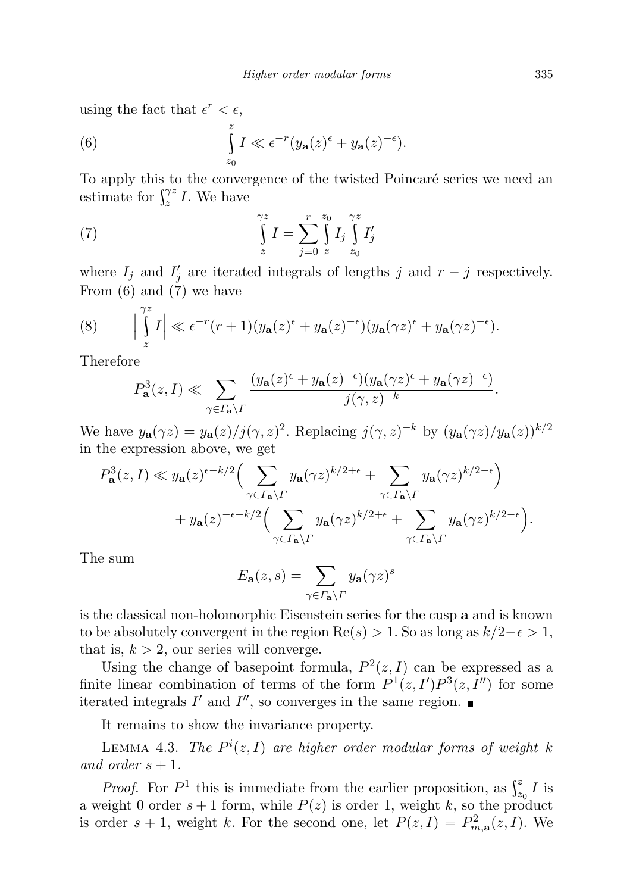using the fact that $\epsilon^r < \epsilon$,

$$\int_{z_0}^{z} I \ll \epsilon^{-r}(y_{\mathbf{a}}(z)^{\epsilon} + y_{\mathbf{a}}(z)^{-\epsilon}). \tag{6}$$

To apply this to the convergence of the twisted Poincaré series we need an estimate for $\int_z^{\gamma z} I$. We have

$$\int_{z}^{\gamma z} I = \sum_{j=0}^{r} \int_{z}^{z_0} I_j \int_{z_0}^{\gamma z} I'_j \tag{7}$$

where $I_j$ and $I'_j$ are iterated integrals of lengths $j$ and $r-j$ respectively. From (6) and (7) we have

$$\Big| \int_{z}^{\gamma z} I \Big| \ll \epsilon^{-r}(r+1)(y_{\mathbf{a}}(z)^{\epsilon} + y_{\mathbf{a}}(z)^{-\epsilon})(y_{\mathbf{a}}(\gamma z)^{\epsilon} + y_{\mathbf{a}}(\gamma z)^{-\epsilon}). \tag{8}$$

Therefore

$$P^3_{\mathbf{a}}(z, I) \ll \sum_{\gamma \in \Gamma_{\mathbf{a}} \backslash \Gamma} \frac{(y_{\mathbf{a}}(z)^{\epsilon} + y_{\mathbf{a}}(z)^{-\epsilon})(y_{\mathbf{a}}(\gamma z)^{\epsilon} + y_{\mathbf{a}}(\gamma z)^{-\epsilon})}{j(\gamma, z)^{-k}}.$$

We have $y_{\mathbf{a}}(\gamma z) = y_{\mathbf{a}}(z)/j(\gamma, z)^2$. Replacing $j(\gamma, z)^{-k}$ by $(y_{\mathbf{a}}(\gamma z)/y_{\mathbf{a}}(z))^{k/2}$ in the expression above, we get

$$\begin{aligned}
P^3_{\mathbf{a}}(z, I) \ll{}& y_{\mathbf{a}}(z)^{\epsilon - k/2}\Big( \sum_{\gamma \in \Gamma_{\mathbf{a}} \backslash \Gamma} y_{\mathbf{a}}(\gamma z)^{k/2+\epsilon} + \sum_{\gamma \in \Gamma_{\mathbf{a}} \backslash \Gamma} y_{\mathbf{a}}(\gamma z)^{k/2-\epsilon} \Big) \\
&+ y_{\mathbf{a}}(z)^{-\epsilon - k/2}\Big( \sum_{\gamma \in \Gamma_{\mathbf{a}} \backslash \Gamma} y_{\mathbf{a}}(\gamma z)^{k/2+\epsilon} + \sum_{\gamma \in \Gamma_{\mathbf{a}} \backslash \Gamma} y_{\mathbf{a}}(\gamma z)^{k/2-\epsilon} \Big).
\end{aligned}$$

The sum

$$E_{\mathbf{a}}(z, s) = \sum_{\gamma \in \Gamma_{\mathbf{a}} \backslash \Gamma} y_{\mathbf{a}}(\gamma z)^{s}$$

is the classical non-holomorphic Eisenstein series for the cusp $\mathbf{a}$ and is known to be absolutely convergent in the region $\mathrm{Re}(s) > 1$. So as long as $k/2 - \epsilon > 1$, that is, $k > 2$, our series will converge.

Using the change of basepoint formula, $P^2(z, I)$ can be expressed as a finite linear combination of terms of the form $P^1(z, I')P^3(z, I'')$ for some iterated integrals $I'$ and $I''$, so converges in the same region. ∎

It remains to show the invariance property.

Lemma 4.3. *The $P^i(z, I)$ are higher order modular forms of weight $k$ and order $s+1$.*

*Proof.* For $P^1$ this is immediate from the earlier proposition, as $\int_{z_0}^{z} I$ is a weight 0 order $s+1$ form, while $P(z)$ is order 1, weight $k$, so the product is order $s+1$, weight $k$. For the second one, let $P(z, I) = P^2_{m,\mathbf{a}}(z, I)$. We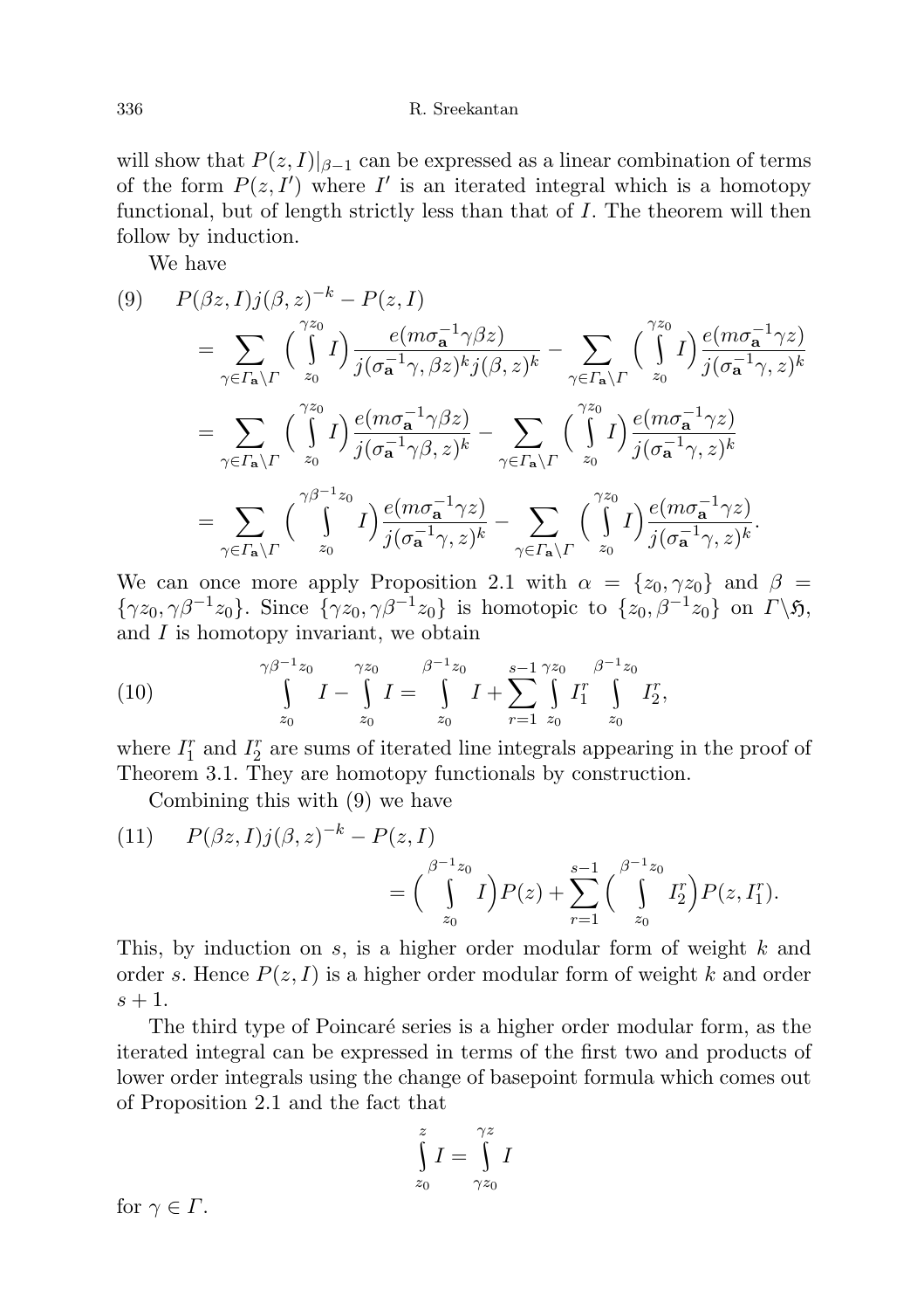will show that $P(z,I)|_{\beta^{-1}}$ can be expressed as a linear combination of terms of the form $P(z,I')$ where $I'$ is an iterated integral which is a homotopy functional, but of length strictly less than that of $I$. The theorem will then follow by induction.

We have

$$
\begin{aligned}
(9)\quad & P(\beta z, I) j(\beta, z)^{-k} - P(z,I) \\
&= \sum_{\gamma \in \Gamma_{\mathbf{a}} \backslash \Gamma} \Big( \int_{z_0}^{\gamma z_0} I \Big) \frac{e(m\sigma_{\mathbf{a}}^{-1}\gamma\beta z)}{j(\sigma_{\mathbf{a}}^{-1}\gamma, \beta z)^k j(\beta,z)^k} - \sum_{\gamma \in \Gamma_{\mathbf{a}} \backslash \Gamma} \Big( \int_{z_0}^{\gamma z_0} I \Big) \frac{e(m\sigma_{\mathbf{a}}^{-1}\gamma z)}{j(\sigma_{\mathbf{a}}^{-1}\gamma, z)^k} \\
&= \sum_{\gamma \in \Gamma_{\mathbf{a}} \backslash \Gamma} \Big( \int_{z_0}^{\gamma z_0} I \Big) \frac{e(m\sigma_{\mathbf{a}}^{-1}\gamma\beta z)}{j(\sigma_{\mathbf{a}}^{-1}\gamma\beta, z)^k} - \sum_{\gamma \in \Gamma_{\mathbf{a}} \backslash \Gamma} \Big( \int_{z_0}^{\gamma z_0} I \Big) \frac{e(m\sigma_{\mathbf{a}}^{-1}\gamma z)}{j(\sigma_{\mathbf{a}}^{-1}\gamma, z)^k} \\
&= \sum_{\gamma \in \Gamma_{\mathbf{a}} \backslash \Gamma} \Big( \int_{z_0}^{\gamma\beta^{-1} z_0} I \Big) \frac{e(m\sigma_{\mathbf{a}}^{-1}\gamma z)}{j(\sigma_{\mathbf{a}}^{-1}\gamma, z)^k} - \sum_{\gamma \in \Gamma_{\mathbf{a}} \backslash \Gamma} \Big( \int_{z_0}^{\gamma z_0} I \Big) \frac{e(m\sigma_{\mathbf{a}}^{-1}\gamma z)}{j(\sigma_{\mathbf{a}}^{-1}\gamma, z)^k}.
\end{aligned}
$$

We can once more apply Proposition 2.1 with $\alpha = \{z_0, \gamma z_0\}$ and $\beta = \{\gamma z_0, \gamma\beta^{-1} z_0\}$. Since $\{\gamma z_0, \gamma\beta^{-1}z_0\}$ is homotopic to $\{z_0, \beta^{-1}z_0\}$ on $\Gamma \backslash \mathfrak{H}$, and $I$ is homotopy invariant, we obtain

$$
(10)\qquad \int_{z_0}^{\gamma\beta^{-1}z_0} I - \int_{z_0}^{\gamma z_0} I = \int_{z_0}^{\beta^{-1}z_0} I + \sum_{r=1}^{s-1} \int_{z_0}^{\gamma z_0} I_1^r \int_{z_0}^{\beta^{-1}z_0} I_2^r,
$$

where $I_1^r$ and $I_2^r$ are sums of iterated line integrals appearing in the proof of Theorem 3.1. They are homotopy functionals by construction.

Combining this with (9) we have

$$
\begin{aligned}
(11)\quad & P(\beta z, I) j(\beta, z)^{-k} - P(z,I) \\
&\qquad = \Big( \int_{z_0}^{\beta^{-1}z_0} I \Big) P(z) + \sum_{r=1}^{s-1} \Big( \int_{z_0}^{\beta^{-1}z_0} I_2^r \Big) P(z, I_1^r).
\end{aligned}
$$

This, by induction on $s$, is a higher order modular form of weight $k$ and order $s$. Hence $P(z,I)$ is a higher order modular form of weight $k$ and order $s+1$.

The third type of Poincaré series is a higher order modular form, as the iterated integral can be expressed in terms of the first two and products of lower order integrals using the change of basepoint formula which comes out of Proposition 2.1 and the fact that

$$
\int_{z_0}^{z} I = \int_{\gamma z_0}^{\gamma z} I
$$

for $\gamma \in \Gamma$.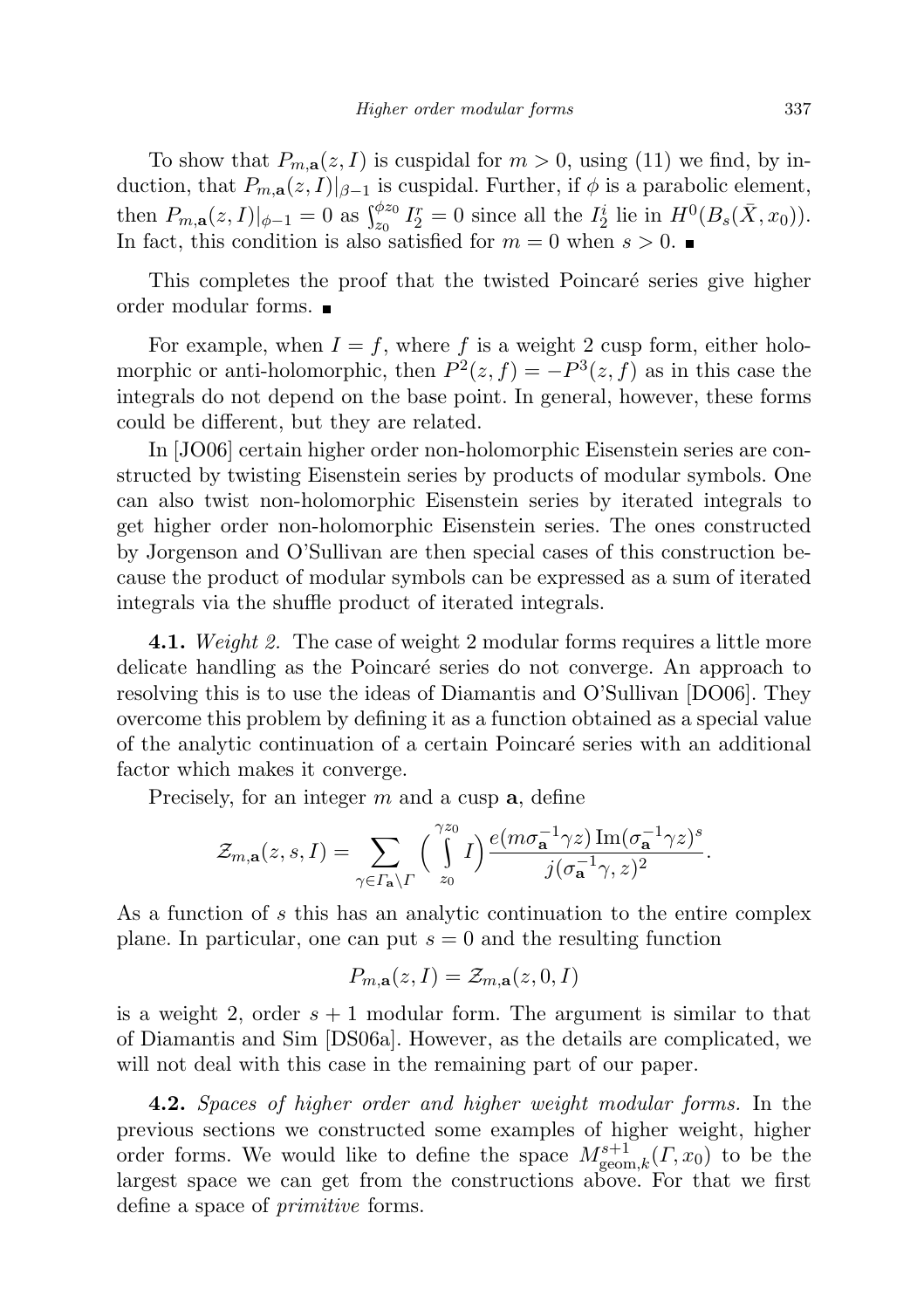To show that $P_{m,\mathbf{a}}(z,I)$ is cuspidal for $m>0$, using (11) we find, by induction, that $P_{m,\mathbf{a}}(z,I)|_{\beta-1}$ is cuspidal. Further, if $\phi$ is a parabolic element, then $P_{m,\mathbf{a}}(z,I)|_{\phi-1}=0$ as $\int_{z_0}^{\phi z_0} I_2^r = 0$ since all the $I_2^i$ lie in $H^0(B_s(\bar{X},x_0))$. In fact, this condition is also satisfied for $m=0$ when $s>0$. ∎

This completes the proof that the twisted Poincaré series give higher order modular forms. ∎

For example, when $I=f$, where $f$ is a weight 2 cusp form, either holomorphic or anti-holomorphic, then $P^2(z,f)=-P^3(z,f)$ as in this case the integrals do not depend on the base point. In general, however, these forms could be different, but they are related.

In [JO06] certain higher order non-holomorphic Eisenstein series are constructed by twisting Eisenstein series by products of modular symbols. One can also twist non-holomorphic Eisenstein series by iterated integrals to get higher order non-holomorphic Eisenstein series. The ones constructed by Jorgenson and O'Sullivan are then special cases of this construction because the product of modular symbols can be expressed as a sum of iterated integrals via the shuffle product of iterated integrals.

**4.1.** *Weight 2.* The case of weight 2 modular forms requires a little more delicate handling as the Poincaré series do not converge. An approach to resolving this is to use the ideas of Diamantis and O'Sullivan [DO06]. They overcome this problem by defining it as a function obtained as a special value of the analytic continuation of a certain Poincaré series with an additional factor which makes it converge.

Precisely, for an integer $m$ and a cusp $\mathbf{a}$, define

$$\mathcal{Z}_{m,\mathbf{a}}(z,s,I)=\sum_{\gamma\in\Gamma_{\mathbf{a}}\backslash\Gamma}\Big(\int_{z_0}^{\gamma z_0} I\Big)\frac{e(m\sigma_{\mathbf{a}}^{-1}\gamma z)\operatorname{Im}(\sigma_{\mathbf{a}}^{-1}\gamma z)^s}{j(\sigma_{\mathbf{a}}^{-1}\gamma,z)^2}.$$

As a function of $s$ this has an analytic continuation to the entire complex plane. In particular, one can put $s=0$ and the resulting function

$$P_{m,\mathbf{a}}(z,I)=\mathcal{Z}_{m,\mathbf{a}}(z,0,I)$$

is a weight 2, order $s+1$ modular form. The argument is similar to that of Diamantis and Sim [DS06a]. However, as the details are complicated, we will not deal with this case in the remaining part of our paper.

**4.2.** *Spaces of higher order and higher weight modular forms.* In the previous sections we constructed some examples of higher weight, higher order forms. We would like to define the space $M^{s+1}_{\mathrm{geom},k}(\Gamma,x_0)$ to be the largest space we can get from the constructions above. For that we first define a space of *primitive* forms.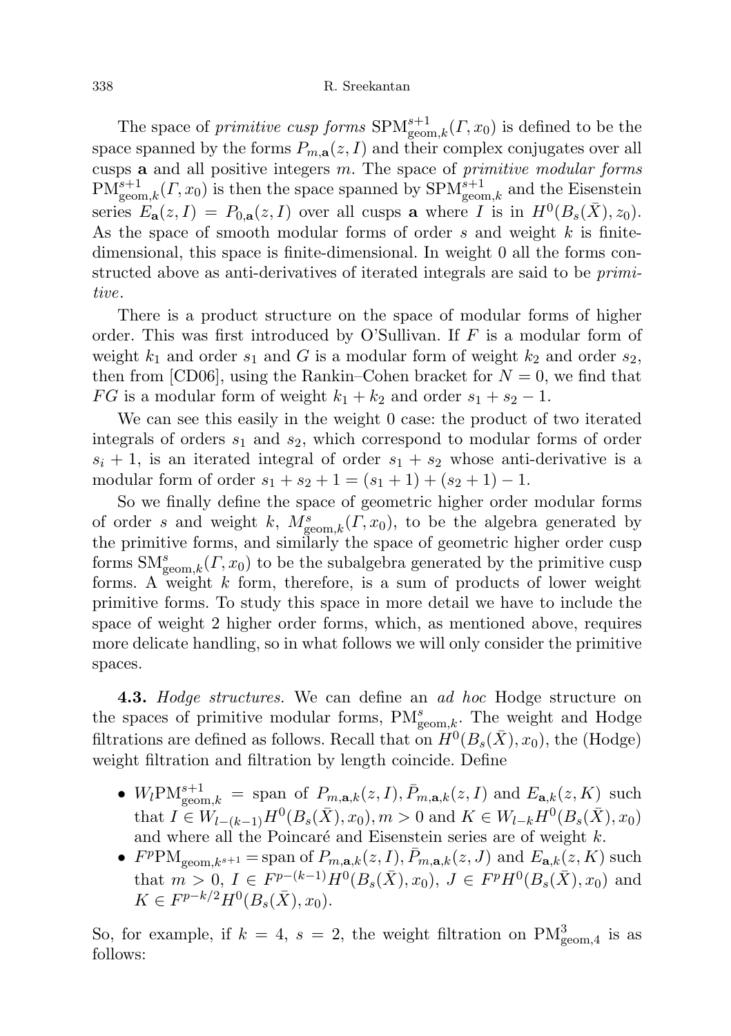The space of *primitive cusp forms* $\mathrm{SPM}^{s+1}_{\mathrm{geom},k}(\Gamma, x_0)$ is defined to be the space spanned by the forms $P_{m,\mathbf{a}}(z,I)$ and their complex conjugates over all cusps $\mathbf{a}$ and all positive integers $m$. The space of *primitive modular forms* $\mathrm{PM}^{s+1}_{\mathrm{geom},k}(\Gamma, x_0)$ is then the space spanned by $\mathrm{SPM}^{s+1}_{\mathrm{geom},k}$ and the Eisenstein series $E_{\mathbf{a}}(z,I) = P_{0,\mathbf{a}}(z,I)$ over all cusps $\mathbf{a}$ where $I$ is in $H^0(B_s(\bar{X}), z_0)$. As the space of smooth modular forms of order $s$ and weight $k$ is finite-dimensional, this space is finite-dimensional. In weight 0 all the forms constructed above as anti-derivatives of iterated integrals are said to be *primitive*.

There is a product structure on the space of modular forms of higher order. This was first introduced by O'Sullivan. If $F$ is a modular form of weight $k_1$ and order $s_1$ and $G$ is a modular form of weight $k_2$ and order $s_2$, then from [CD06], using the Rankin–Cohen bracket for $N = 0$, we find that $FG$ is a modular form of weight $k_1 + k_2$ and order $s_1 + s_2 - 1$.

We can see this easily in the weight 0 case: the product of two iterated integrals of orders $s_1$ and $s_2$, which correspond to modular forms of order $s_i + 1$, is an iterated integral of order $s_1 + s_2$ whose anti-derivative is a modular form of order $s_1 + s_2 + 1 = (s_1 + 1) + (s_2 + 1) - 1$.

So we finally define the space of geometric higher order modular forms of order $s$ and weight $k$, $M^s_{\mathrm{geom},k}(\Gamma, x_0)$, to be the algebra generated by the primitive forms, and similarly the space of geometric higher order cusp forms $\mathrm{SM}^s_{\mathrm{geom},k}(\Gamma, x_0)$ to be the subalgebra generated by the primitive cusp forms. A weight $k$ form, therefore, is a sum of products of lower weight primitive forms. To study this space in more detail we have to include the space of weight 2 higher order forms, which, as mentioned above, requires more delicate handling, so in what follows we will only consider the primitive spaces.

**4.3.** *Hodge structures.* We can define an *ad hoc* Hodge structure on the spaces of primitive modular forms, $\mathrm{PM}^s_{\mathrm{geom},k}$. The weight and Hodge filtrations are defined as follows. Recall that on $H^0(B_s(\bar{X}), x_0)$, the (Hodge) weight filtration and filtration by length coincide. Define

- $W_l \mathrm{PM}^{s+1}_{\mathrm{geom},k}$ = span of $P_{m,\mathbf{a},k}(z,I)$, $\bar{P}_{m,\mathbf{a},k}(z,I)$ and $E_{\mathbf{a},k}(z,K)$ such that $I \in W_{l-(k-1)} H^0(B_s(\bar{X}), x_0)$, $m > 0$ and $K \in W_{l-k} H^0(B_s(\bar{X}), x_0)$ and where all the Poincaré and Eisenstein series are of weight $k$.
- $F^p \mathrm{PM}_{\mathrm{geom},k^{s+1}}$ = span of $P_{m,\mathbf{a},k}(z,I)$, $\bar{P}_{m,\mathbf{a},k}(z,J)$ and $E_{\mathbf{a},k}(z,K)$ such that $m > 0$, $I \in F^{p-(k-1)} H^0(B_s(\bar{X}), x_0)$, $J \in F^p H^0(B_s(\bar{X}), x_0)$ and $K \in F^{p-k/2} H^0(B_s(\bar{X}), x_0)$.

So, for example, if $k = 4$, $s = 2$, the weight filtration on $\mathrm{PM}^3_{\mathrm{geom},4}$ is as follows: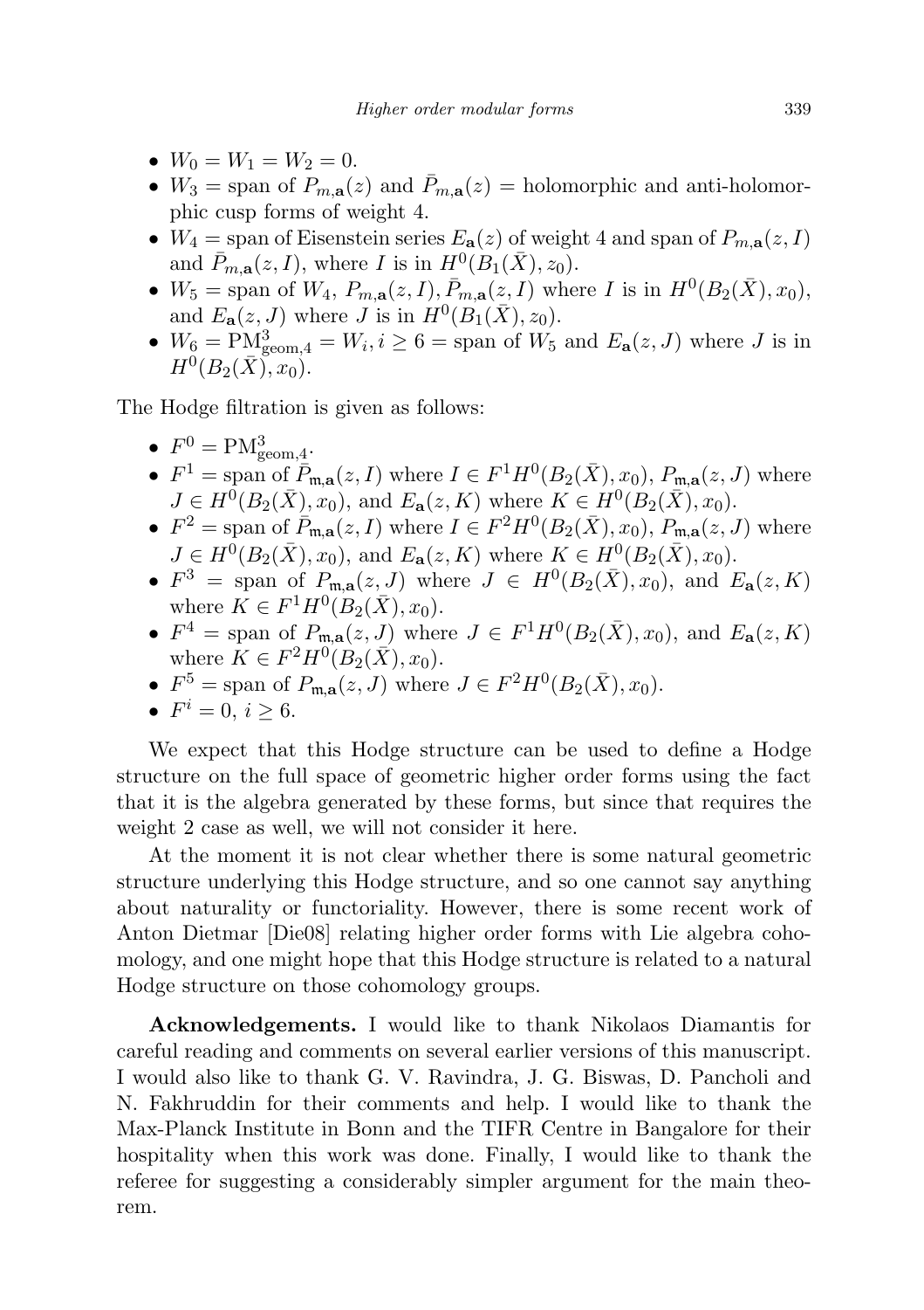- $W_0 = W_1 = W_2 = 0$.
- $W_3$ = span of $P_{m,\mathbf{a}}(z)$ and $\bar{P}_{m,\mathbf{a}}(z)$ = holomorphic and anti-holomorphic cusp forms of weight 4.
- $W_4$ = span of Eisenstein series $E_{\mathbf{a}}(z)$ of weight 4 and span of $P_{m,\mathbf{a}}(z,I)$ and $\bar{P}_{m,\mathbf{a}}(z,I)$, where $I$ is in $H^0(B_1(\bar{X}), z_0)$.
- $W_5$ = span of $W_4$, $P_{m,\mathbf{a}}(z,I), \bar{P}_{m,\mathbf{a}}(z,I)$ where $I$ is in $H^0(B_2(\bar{X}), x_0)$, and $E_{\mathbf{a}}(z,J)$ where $J$ is in $H^0(B_1(\bar{X}), z_0)$.
- $W_6 = \mathrm{PM}^3_{\mathrm{geom},4} = W_i, i \geq 6$ = span of $W_5$ and $E_{\mathbf{a}}(z,J)$ where $J$ is in $H^0(B_2(\bar{X}), x_0)$.

The Hodge filtration is given as follows:

- $F^0 = \mathrm{PM}^3_{\mathrm{geom},4}$.
- $F^1$ = span of $\bar{P}_{\mathfrak{m},\mathbf{a}}(z,I)$ where $I \in F^1 H^0(B_2(\bar{X}), x_0)$, $P_{\mathfrak{m},\mathbf{a}}(z,J)$ where $J \in H^0(B_2(\bar{X}), x_0)$, and $E_{\mathbf{a}}(z,K)$ where $K \in H^0(B_2(\bar{X}), x_0)$.
- $F^2$ = span of $\bar{P}_{\mathfrak{m},\mathbf{a}}(z,I)$ where $I \in F^2 H^0(B_2(\bar{X}), x_0)$, $P_{\mathfrak{m},\mathbf{a}}(z,J)$ where $J \in H^0(B_2(\bar{X}), x_0)$, and $E_{\mathbf{a}}(z,K)$ where $K \in H^0(B_2(\bar{X}), x_0)$.
- $F^3$ = span of $P_{\mathfrak{m},\mathbf{a}}(z,J)$ where $J \in H^0(B_2(\bar{X}), x_0)$, and $E_{\mathbf{a}}(z,K)$ where $K \in F^1 H^0(B_2(\bar{X}), x_0)$.
- $F^4$ = span of $P_{\mathfrak{m},\mathbf{a}}(z,J)$ where $J \in F^1 H^0(B_2(\bar{X}), x_0)$, and $E_{\mathbf{a}}(z,K)$ where $K \in F^2 H^0(B_2(\bar{X}), x_0)$.
- $F^5$ = span of $P_{\mathfrak{m},\mathbf{a}}(z,J)$ where $J \in F^2 H^0(B_2(\bar{X}), x_0)$.
- $F^i = 0$, $i \geq 6$.

We expect that this Hodge structure can be used to define a Hodge structure on the full space of geometric higher order forms using the fact that it is the algebra generated by these forms, but since that requires the weight 2 case as well, we will not consider it here.

At the moment it is not clear whether there is some natural geometric structure underlying this Hodge structure, and so one cannot say anything about naturality or functoriality. However, there is some recent work of Anton Dietmar [Die08] relating higher order forms with Lie algebra cohomology, and one might hope that this Hodge structure is related to a natural Hodge structure on those cohomology groups.

**Acknowledgements.** I would like to thank Nikolaos Diamantis for careful reading and comments on several earlier versions of this manuscript. I would also like to thank G. V. Ravindra, J. G. Biswas, D. Pancholi and N. Fakhruddin for their comments and help. I would like to thank the Max-Planck Institute in Bonn and the TIFR Centre in Bangalore for their hospitality when this work was done. Finally, I would like to thank the referee for suggesting a considerably simpler argument for the main theorem.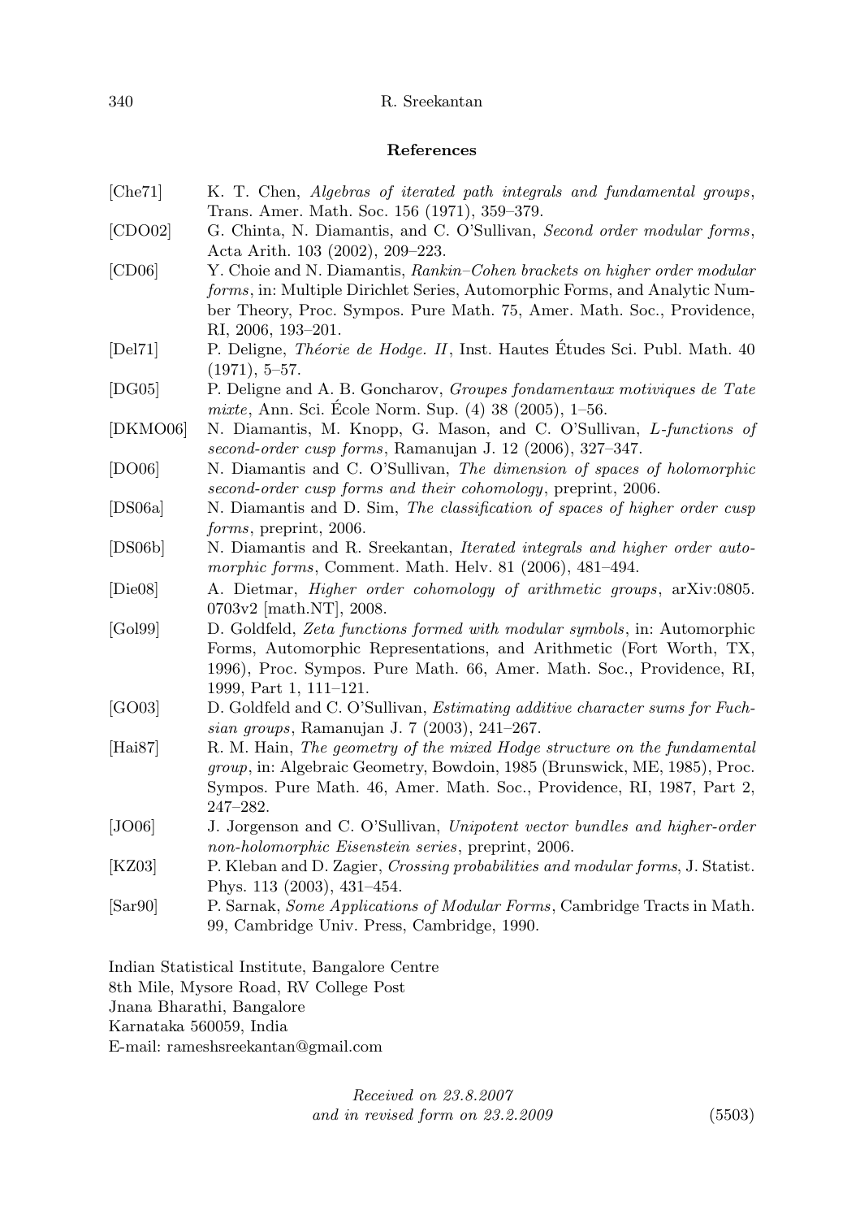## References

[Che71] K. T. Chen, *Algebras of iterated path integrals and fundamental groups*, Trans. Amer. Math. Soc. 156 (1971), 359–379.

[CDO02] G. Chinta, N. Diamantis, and C. O'Sullivan, *Second order modular forms*, Acta Arith. 103 (2002), 209–223.

[CD06] Y. Choie and N. Diamantis, *Rankin–Cohen brackets on higher order modular forms*, in: Multiple Dirichlet Series, Automorphic Forms, and Analytic Number Theory, Proc. Sympos. Pure Math. 75, Amer. Math. Soc., Providence, RI, 2006, 193–201.

[Del71] P. Deligne, *Théorie de Hodge. II*, Inst. Hautes Études Sci. Publ. Math. 40 (1971), 5–57.

[DG05] P. Deligne and A. B. Goncharov, *Groupes fondamentaux motiviques de Tate mixte*, Ann. Sci. École Norm. Sup. (4) 38 (2005), 1–56.

[DKMO06] N. Diamantis, M. Knopp, G. Mason, and C. O'Sullivan, *L-functions of second-order cusp forms*, Ramanujan J. 12 (2006), 327–347.

[DO06] N. Diamantis and C. O'Sullivan, *The dimension of spaces of holomorphic second-order cusp forms and their cohomology*, preprint, 2006.

[DS06a] N. Diamantis and D. Sim, *The classification of spaces of higher order cusp forms*, preprint, 2006.

[DS06b] N. Diamantis and R. Sreekantan, *Iterated integrals and higher order automorphic forms*, Comment. Math. Helv. 81 (2006), 481–494.

[Die08] A. Dietmar, *Higher order cohomology of arithmetic groups*, arXiv:0805.0703v2 [math.NT], 2008.

[Gol99] D. Goldfeld, *Zeta functions formed with modular symbols*, in: Automorphic Forms, Automorphic Representations, and Arithmetic (Fort Worth, TX, 1996), Proc. Sympos. Pure Math. 66, Amer. Math. Soc., Providence, RI, 1999, Part 1, 111–121.

[GO03] D. Goldfeld and C. O'Sullivan, *Estimating additive character sums for Fuchsian groups*, Ramanujan J. 7 (2003), 241–267.

[Hai87] R. M. Hain, *The geometry of the mixed Hodge structure on the fundamental group*, in: Algebraic Geometry, Bowdoin, 1985 (Brunswick, ME, 1985), Proc. Sympos. Pure Math. 46, Amer. Math. Soc., Providence, RI, 1987, Part 2, 247–282.

[JO06] J. Jorgenson and C. O'Sullivan, *Unipotent vector bundles and higher-order non-holomorphic Eisenstein series*, preprint, 2006.

[KZ03] P. Kleban and D. Zagier, *Crossing probabilities and modular forms*, J. Statist. Phys. 113 (2003), 431–454.

[Sar90] P. Sarnak, *Some Applications of Modular Forms*, Cambridge Tracts in Math. 99, Cambridge Univ. Press, Cambridge, 1990.

Indian Statistical Institute, Bangalore Centre
8th Mile, Mysore Road, RV College Post
Jnana Bharathi, Bangalore
Karnataka 560059, India
E-mail: rameshsreekantan@gmail.com

*Received on 23.8.2007*
*and in revised form on 23.2.2009* (5503)